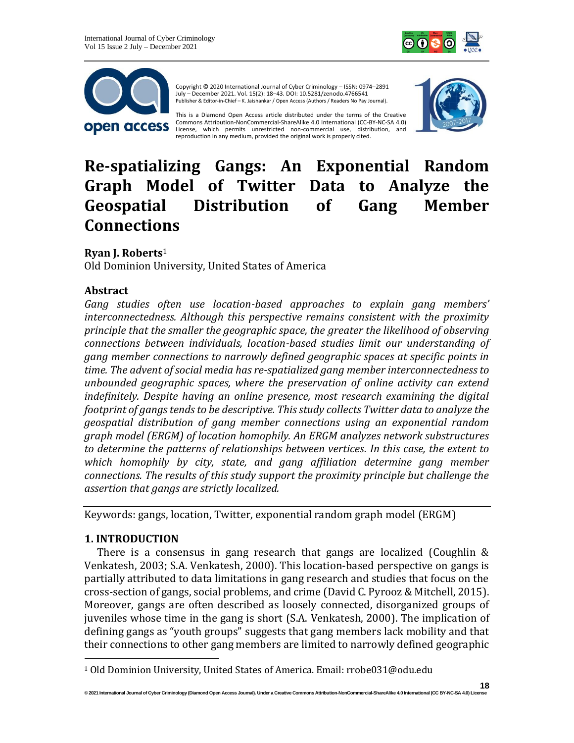Copyright © 2020 International Journal of Cyber Criminology – ISSN: 0974–2891 July – December 2021. Vol. 15(2): 18–43. DOI: 10.5281/zenodo.4766541
Publisher & Editor-in-Chief – K. Jaishankar / Open Access (Authors / Readers No Pay Journal).

This is a Diamond Open Access article distributed under the terms of the Creative Commons Attribution-NonCommercial-ShareAlike 4.0 International (CC-BY-NC-SA 4.0) License, which permits unrestricted non-commercial use, distribution, and reproduction in any medium, provided the original work is properly cited.

# Re-spatializing Gangs: An Exponential Random Graph Model of Twitter Data to Analyze the Geospatial Distribution of Gang Member Connections

**Ryan J. Roberts**[1]
Old Dominion University, United States of America

## Abstract

*Gang studies often use location-based approaches to explain gang members' interconnectedness. Although this perspective remains consistent with the proximity principle that the smaller the geographic space, the greater the likelihood of observing connections between individuals, location-based studies limit our understanding of gang member connections to narrowly defined geographic spaces at specific points in time. The advent of social media has re-spatialized gang member interconnectedness to unbounded geographic spaces, where the preservation of online activity can extend indefinitely. Despite having an online presence, most research examining the digital footprint of gangs tends to be descriptive. This study collects Twitter data to analyze the geospatial distribution of gang member connections using an exponential random graph model (ERGM) of location homophily. An ERGM analyzes network substructures to determine the patterns of relationships between vertices. In this case, the extent to which homophily by city, state, and gang affiliation determine gang member connections. The results of this study support the proximity principle but challenge the assertion that gangs are strictly localized.*

Keywords: gangs, location, Twitter, exponential random graph model (ERGM)

## 1. INTRODUCTION

There is a consensus in gang research that gangs are localized (Coughlin & Venkatesh, 2003; S.A. Venkatesh, 2000). This location-based perspective on gangs is partially attributed to data limitations in gang research and studies that focus on the cross-section of gangs, social problems, and crime (David C. Pyrooz & Mitchell, 2015). Moreover, gangs are often described as loosely connected, disorganized groups of juveniles whose time in the gang is short (S.A. Venkatesh, 2000). The implication of defining gangs as "youth groups" suggests that gang members lack mobility and that their connections to other gang members are limited to narrowly defined geographic

[1] Old Dominion University, United States of America. Email: rrobe031@odu.edu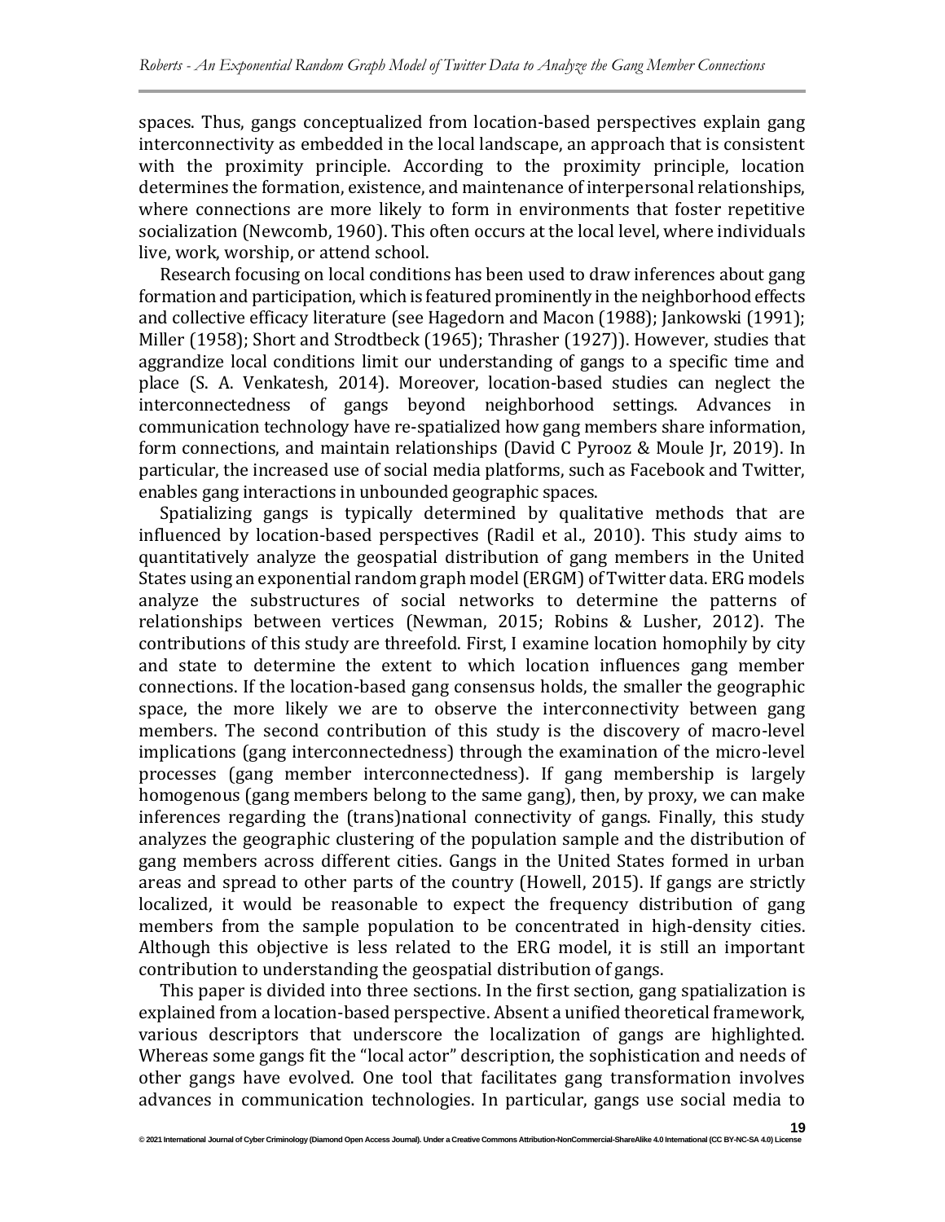spaces. Thus, gangs conceptualized from location-based perspectives explain gang interconnectivity as embedded in the local landscape, an approach that is consistent with the proximity principle. According to the proximity principle, location determines the formation, existence, and maintenance of interpersonal relationships, where connections are more likely to form in environments that foster repetitive socialization (Newcomb, 1960). This often occurs at the local level, where individuals live, work, worship, or attend school.

Research focusing on local conditions has been used to draw inferences about gang formation and participation, which is featured prominently in the neighborhood effects and collective efficacy literature (see Hagedorn and Macon (1988); Jankowski (1991); Miller (1958); Short and Strodtbeck (1965); Thrasher (1927)). However, studies that aggrandize local conditions limit our understanding of gangs to a specific time and place (S. A. Venkatesh, 2014). Moreover, location-based studies can neglect the interconnectedness of gangs beyond neighborhood settings. Advances in communication technology have re-spatialized how gang members share information, form connections, and maintain relationships (David C Pyrooz & Moule Jr, 2019). In particular, the increased use of social media platforms, such as Facebook and Twitter, enables gang interactions in unbounded geographic spaces.

Spatializing gangs is typically determined by qualitative methods that are influenced by location-based perspectives (Radil et al., 2010). This study aims to quantitatively analyze the geospatial distribution of gang members in the United States using an exponential random graph model (ERGM) of Twitter data. ERG models analyze the substructures of social networks to determine the patterns of relationships between vertices (Newman, 2015; Robins & Lusher, 2012). The contributions of this study are threefold. First, I examine location homophily by city and state to determine the extent to which location influences gang member connections. If the location-based gang consensus holds, the smaller the geographic space, the more likely we are to observe the interconnectivity between gang members. The second contribution of this study is the discovery of macro-level implications (gang interconnectedness) through the examination of the micro-level processes (gang member interconnectedness). If gang membership is largely homogenous (gang members belong to the same gang), then, by proxy, we can make inferences regarding the (trans)national connectivity of gangs. Finally, this study analyzes the geographic clustering of the population sample and the distribution of gang members across different cities. Gangs in the United States formed in urban areas and spread to other parts of the country (Howell, 2015). If gangs are strictly localized, it would be reasonable to expect the frequency distribution of gang members from the sample population to be concentrated in high-density cities. Although this objective is less related to the ERG model, it is still an important contribution to understanding the geospatial distribution of gangs.

This paper is divided into three sections. In the first section, gang spatialization is explained from a location-based perspective. Absent a unified theoretical framework, various descriptors that underscore the localization of gangs are highlighted. Whereas some gangs fit the "local actor" description, the sophistication and needs of other gangs have evolved. One tool that facilitates gang transformation involves advances in communication technologies. In particular, gangs use social media to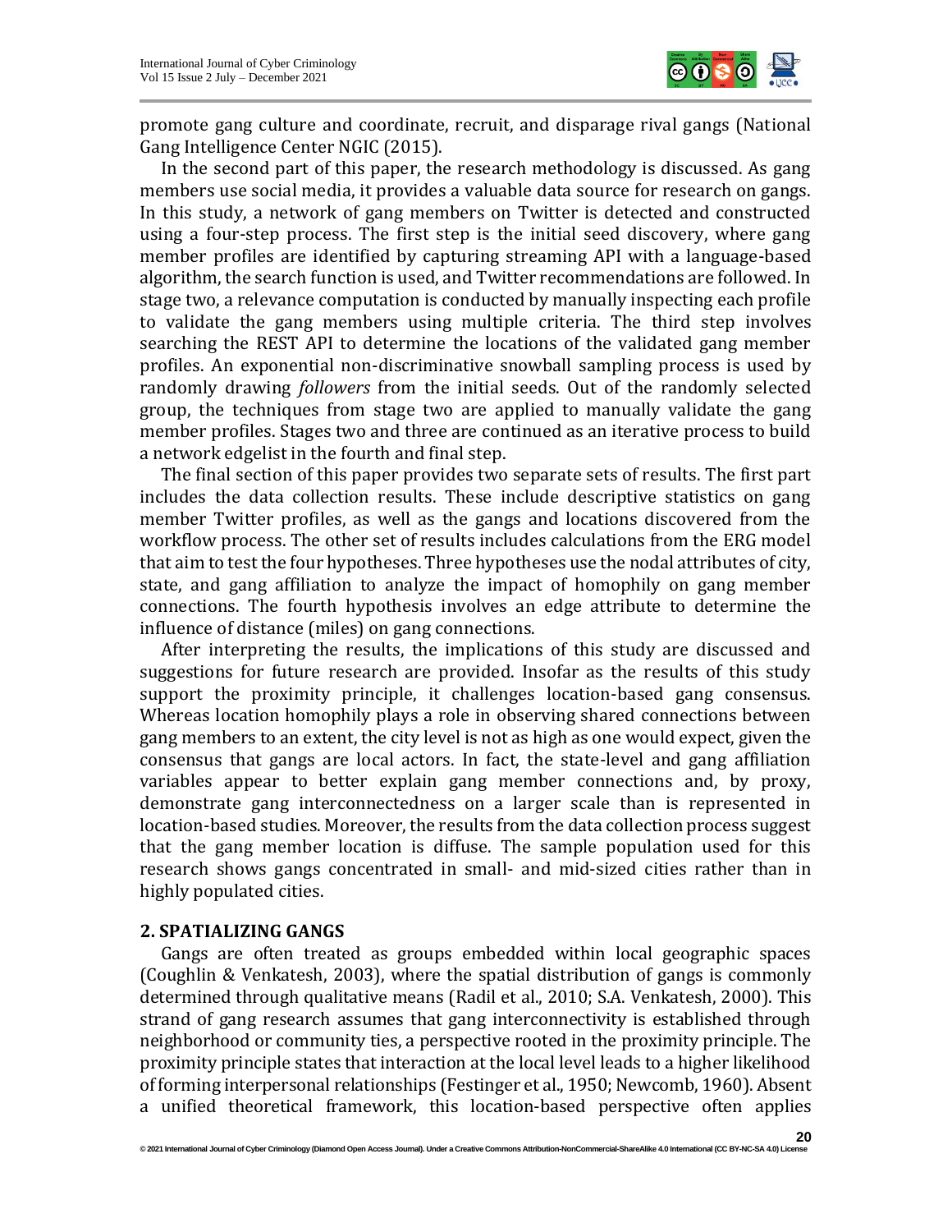promote gang culture and coordinate, recruit, and disparage rival gangs (National Gang Intelligence Center NGIC (2015).

In the second part of this paper, the research methodology is discussed. As gang members use social media, it provides a valuable data source for research on gangs. In this study, a network of gang members on Twitter is detected and constructed using a four-step process. The first step is the initial seed discovery, where gang member profiles are identified by capturing streaming API with a language-based algorithm, the search function is used, and Twitter recommendations are followed. In stage two, a relevance computation is conducted by manually inspecting each profile to validate the gang members using multiple criteria. The third step involves searching the REST API to determine the locations of the validated gang member profiles. An exponential non-discriminative snowball sampling process is used by randomly drawing *followers* from the initial seeds. Out of the randomly selected group, the techniques from stage two are applied to manually validate the gang member profiles. Stages two and three are continued as an iterative process to build a network edgelist in the fourth and final step.

The final section of this paper provides two separate sets of results. The first part includes the data collection results. These include descriptive statistics on gang member Twitter profiles, as well as the gangs and locations discovered from the workflow process. The other set of results includes calculations from the ERG model that aim to test the four hypotheses. Three hypotheses use the nodal attributes of city, state, and gang affiliation to analyze the impact of homophily on gang member connections. The fourth hypothesis involves an edge attribute to determine the influence of distance (miles) on gang connections.

After interpreting the results, the implications of this study are discussed and suggestions for future research are provided. Insofar as the results of this study support the proximity principle, it challenges location-based gang consensus. Whereas location homophily plays a role in observing shared connections between gang members to an extent, the city level is not as high as one would expect, given the consensus that gangs are local actors. In fact, the state-level and gang affiliation variables appear to better explain gang member connections and, by proxy, demonstrate gang interconnectedness on a larger scale than is represented in location-based studies. Moreover, the results from the data collection process suggest that the gang member location is diffuse. The sample population used for this research shows gangs concentrated in small- and mid-sized cities rather than in highly populated cities.

## 2. SPATIALIZING GANGS

Gangs are often treated as groups embedded within local geographic spaces (Coughlin & Venkatesh, 2003), where the spatial distribution of gangs is commonly determined through qualitative means (Radil et al., 2010; S.A. Venkatesh, 2000). This strand of gang research assumes that gang interconnectivity is established through neighborhood or community ties, a perspective rooted in the proximity principle. The proximity principle states that interaction at the local level leads to a higher likelihood of forming interpersonal relationships (Festinger et al., 1950; Newcomb, 1960). Absent a unified theoretical framework, this location-based perspective often applies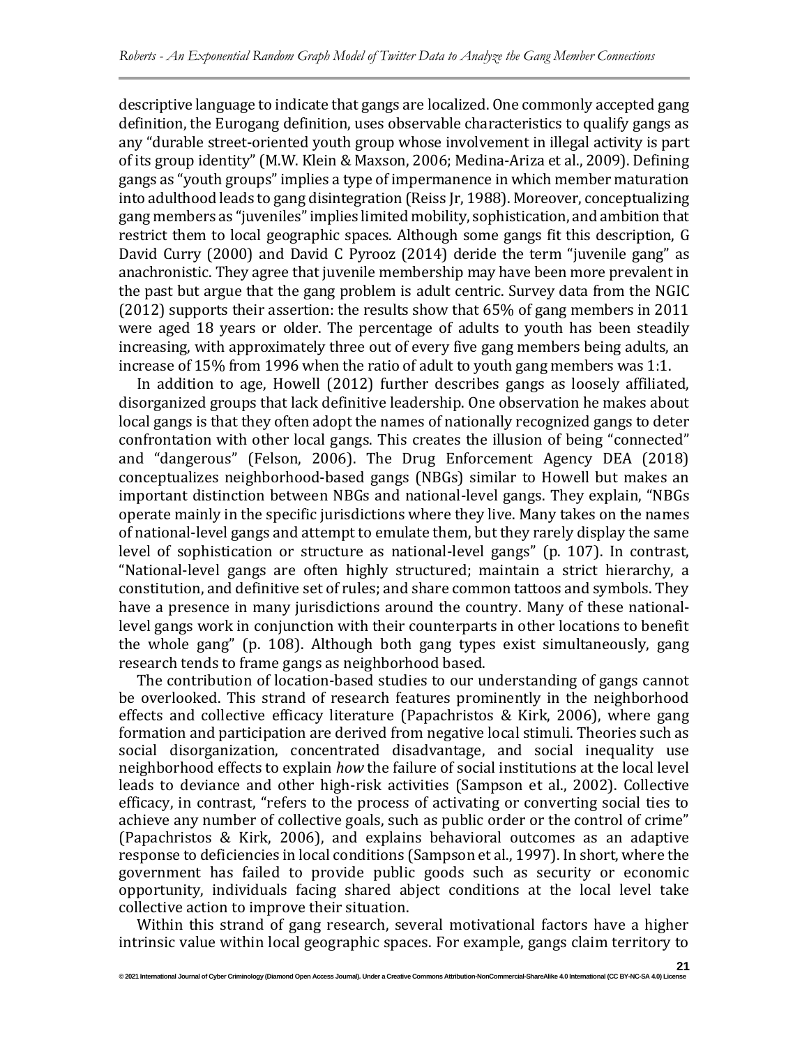descriptive language to indicate that gangs are localized. One commonly accepted gang definition, the Eurogang definition, uses observable characteristics to qualify gangs as any "durable street-oriented youth group whose involvement in illegal activity is part of its group identity" (M.W. Klein & Maxson, 2006; Medina-Ariza et al., 2009). Defining gangs as "youth groups" implies a type of impermanence in which member maturation into adulthood leads to gang disintegration (Reiss Jr, 1988). Moreover, conceptualizing gang members as "juveniles" implies limited mobility, sophistication, and ambition that restrict them to local geographic spaces. Although some gangs fit this description, G David Curry (2000) and David C Pyrooz (2014) deride the term "juvenile gang" as anachronistic. They agree that juvenile membership may have been more prevalent in the past but argue that the gang problem is adult centric. Survey data from the NGIC (2012) supports their assertion: the results show that 65% of gang members in 2011 were aged 18 years or older. The percentage of adults to youth has been steadily increasing, with approximately three out of every five gang members being adults, an increase of 15% from 1996 when the ratio of adult to youth gang members was 1:1.

In addition to age, Howell (2012) further describes gangs as loosely affiliated, disorganized groups that lack definitive leadership. One observation he makes about local gangs is that they often adopt the names of nationally recognized gangs to deter confrontation with other local gangs. This creates the illusion of being "connected" and "dangerous" (Felson, 2006). The Drug Enforcement Agency DEA (2018) conceptualizes neighborhood-based gangs (NBGs) similar to Howell but makes an important distinction between NBGs and national-level gangs. They explain, "NBGs operate mainly in the specific jurisdictions where they live. Many takes on the names of national-level gangs and attempt to emulate them, but they rarely display the same level of sophistication or structure as national-level gangs" (p. 107). In contrast, "National-level gangs are often highly structured; maintain a strict hierarchy, a constitution, and definitive set of rules; and share common tattoos and symbols. They have a presence in many jurisdictions around the country. Many of these national-level gangs work in conjunction with their counterparts in other locations to benefit the whole gang" (p. 108). Although both gang types exist simultaneously, gang research tends to frame gangs as neighborhood based.

The contribution of location-based studies to our understanding of gangs cannot be overlooked. This strand of research features prominently in the neighborhood effects and collective efficacy literature (Papachristos & Kirk, 2006), where gang formation and participation are derived from negative local stimuli. Theories such as social disorganization, concentrated disadvantage, and social inequality use neighborhood effects to explain *how* the failure of social institutions at the local level leads to deviance and other high-risk activities (Sampson et al., 2002). Collective efficacy, in contrast, "refers to the process of activating or converting social ties to achieve any number of collective goals, such as public order or the control of crime" (Papachristos & Kirk, 2006), and explains behavioral outcomes as an adaptive response to deficiencies in local conditions (Sampson et al., 1997). In short, where the government has failed to provide public goods such as security or economic opportunity, individuals facing shared abject conditions at the local level take collective action to improve their situation.

Within this strand of gang research, several motivational factors have a higher intrinsic value within local geographic spaces. For example, gangs claim territory to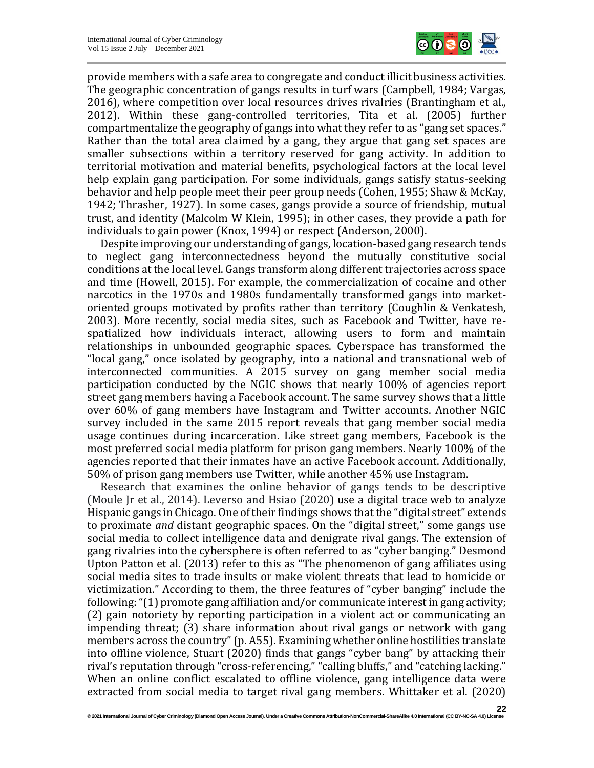provide members with a safe area to congregate and conduct illicit business activities. The geographic concentration of gangs results in turf wars (Campbell, 1984; Vargas, 2016), where competition over local resources drives rivalries (Brantingham et al., 2012). Within these gang-controlled territories, Tita et al. (2005) further compartmentalize the geography of gangs into what they refer to as "gang set spaces." Rather than the total area claimed by a gang, they argue that gang set spaces are smaller subsections within a territory reserved for gang activity. In addition to territorial motivation and material benefits, psychological factors at the local level help explain gang participation. For some individuals, gangs satisfy status-seeking behavior and help people meet their peer group needs (Cohen, 1955; Shaw & McKay, 1942; Thrasher, 1927). In some cases, gangs provide a source of friendship, mutual trust, and identity (Malcolm W Klein, 1995); in other cases, they provide a path for individuals to gain power (Knox, 1994) or respect (Anderson, 2000).

Despite improving our understanding of gangs, location-based gang research tends to neglect gang interconnectedness beyond the mutually constitutive social conditions at the local level. Gangs transform along different trajectories across space and time (Howell, 2015). For example, the commercialization of cocaine and other narcotics in the 1970s and 1980s fundamentally transformed gangs into market-oriented groups motivated by profits rather than territory (Coughlin & Venkatesh, 2003). More recently, social media sites, such as Facebook and Twitter, have re-spatialized how individuals interact, allowing users to form and maintain relationships in unbounded geographic spaces. Cyberspace has transformed the "local gang," once isolated by geography, into a national and transnational web of interconnected communities. A 2015 survey on gang member social media participation conducted by the NGIC shows that nearly 100% of agencies report street gang members having a Facebook account. The same survey shows that a little over 60% of gang members have Instagram and Twitter accounts. Another NGIC survey included in the same 2015 report reveals that gang member social media usage continues during incarceration. Like street gang members, Facebook is the most preferred social media platform for prison gang members. Nearly 100% of the agencies reported that their inmates have an active Facebook account. Additionally, 50% of prison gang members use Twitter, while another 45% use Instagram.

Research that examines the online behavior of gangs tends to be descriptive (Moule Jr et al., 2014). Leverso and Hsiao (2020) use a digital trace web to analyze Hispanic gangs in Chicago. One of their findings shows that the "digital street" extends to proximate *and* distant geographic spaces. On the "digital street," some gangs use social media to collect intelligence data and denigrate rival gangs. The extension of gang rivalries into the cybersphere is often referred to as "cyber banging." Desmond Upton Patton et al. (2013) refer to this as "The phenomenon of gang affiliates using social media sites to trade insults or make violent threats that lead to homicide or victimization." According to them, the three features of "cyber banging" include the following: "(1) promote gang affiliation and/or communicate interest in gang activity; (2) gain notoriety by reporting participation in a violent act or communicating an impending threat; (3) share information about rival gangs or network with gang members across the country" (p. A55). Examining whether online hostilities translate into offline violence, Stuart (2020) finds that gangs "cyber bang" by attacking their rival's reputation through "cross-referencing," "calling bluffs," and "catching lacking." When an online conflict escalated to offline violence, gang intelligence data were extracted from social media to target rival gang members. Whittaker et al. (2020)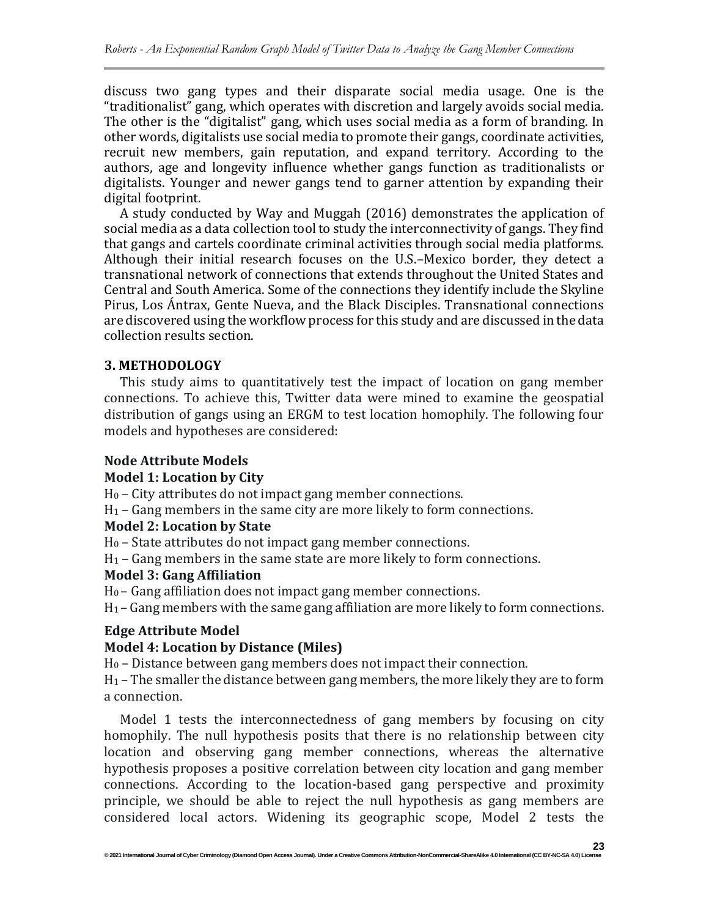discuss two gang types and their disparate social media usage. One is the "traditionalist" gang, which operates with discretion and largely avoids social media. The other is the "digitalist" gang, which uses social media as a form of branding. In other words, digitalists use social media to promote their gangs, coordinate activities, recruit new members, gain reputation, and expand territory. According to the authors, age and longevity influence whether gangs function as traditionalists or digitalists. Younger and newer gangs tend to garner attention by expanding their digital footprint.

A study conducted by Way and Muggah (2016) demonstrates the application of social media as a data collection tool to study the interconnectivity of gangs. They find that gangs and cartels coordinate criminal activities through social media platforms. Although their initial research focuses on the U.S.–Mexico border, they detect a transnational network of connections that extends throughout the United States and Central and South America. Some of the connections they identify include the Skyline Pirus, Los Ántrax, Gente Nueva, and the Black Disciples. Transnational connections are discovered using the workflow process for this study and are discussed in the data collection results section.

## 3. METHODOLOGY

This study aims to quantitatively test the impact of location on gang member connections. To achieve this, Twitter data were mined to examine the geospatial distribution of gangs using an ERGM to test location homophily. The following four models and hypotheses are considered:

### Node Attribute Models

**Model 1: Location by City**

$H_0$ – City attributes do not impact gang member connections.
$H_1$ – Gang members in the same city are more likely to form connections.

**Model 2: Location by State**

$H_0$ – State attributes do not impact gang member connections.
$H_1$ – Gang members in the same state are more likely to form connections.

**Model 3: Gang Affiliation**

$H_0$ – Gang affiliation does not impact gang member connections.
$H_1$ – Gang members with the same gang affiliation are more likely to form connections.

### Edge Attribute Model

**Model 4: Location by Distance (Miles)**

$H_0$ – Distance between gang members does not impact their connection.
$H_1$ – The smaller the distance between gang members, the more likely they are to form a connection.

Model 1 tests the interconnectedness of gang members by focusing on city homophily. The null hypothesis posits that there is no relationship between city location and observing gang member connections, whereas the alternative hypothesis proposes a positive correlation between city location and gang member connections. According to the location-based gang perspective and proximity principle, we should be able to reject the null hypothesis as gang members are considered local actors. Widening its geographic scope, Model 2 tests the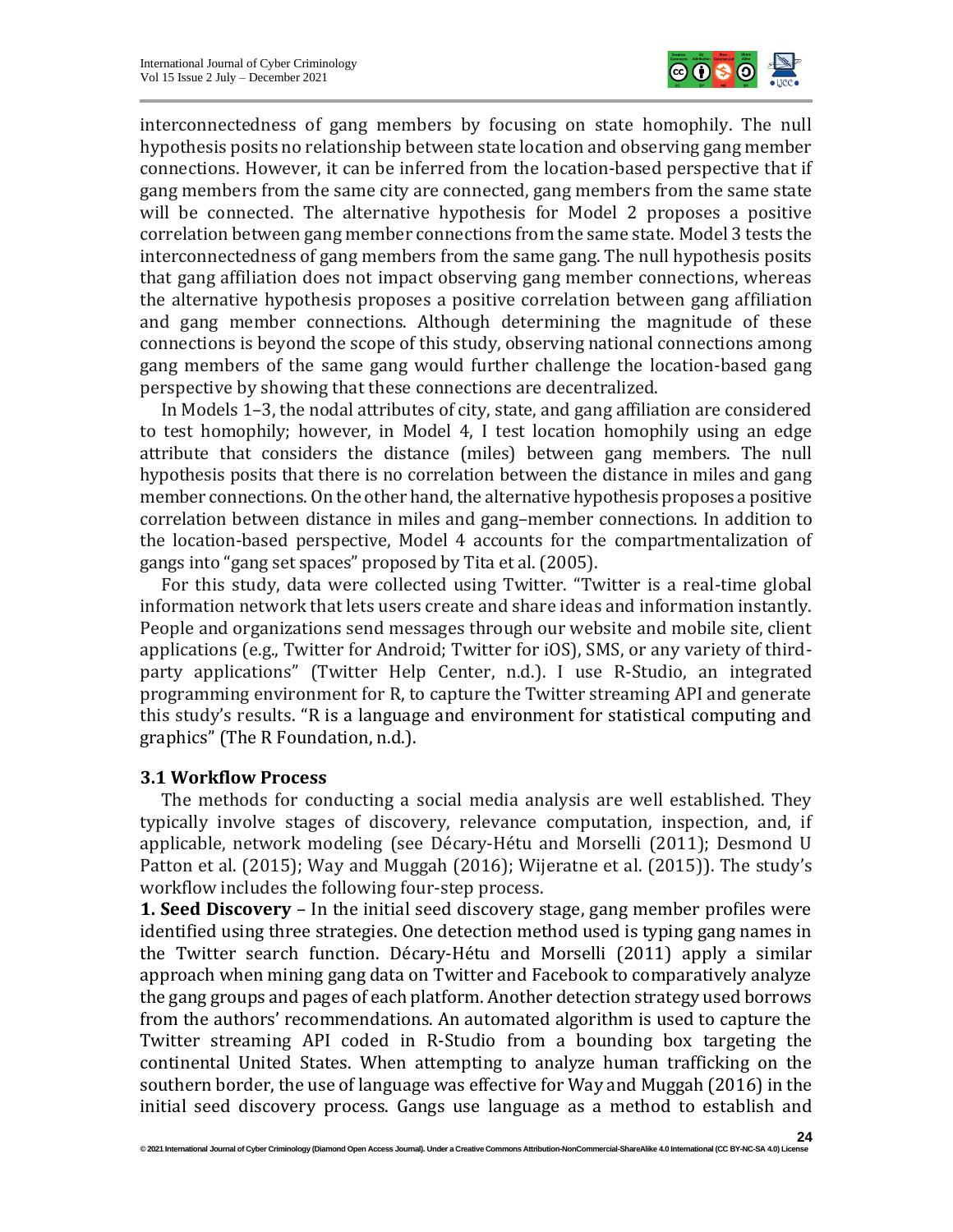interconnectedness of gang members by focusing on state homophily. The null hypothesis posits no relationship between state location and observing gang member connections. However, it can be inferred from the location-based perspective that if gang members from the same city are connected, gang members from the same state will be connected. The alternative hypothesis for Model 2 proposes a positive correlation between gang member connections from the same state. Model 3 tests the interconnectedness of gang members from the same gang. The null hypothesis posits that gang affiliation does not impact observing gang member connections, whereas the alternative hypothesis proposes a positive correlation between gang affiliation and gang member connections. Although determining the magnitude of these connections is beyond the scope of this study, observing national connections among gang members of the same gang would further challenge the location-based gang perspective by showing that these connections are decentralized.

In Models 1–3, the nodal attributes of city, state, and gang affiliation are considered to test homophily; however, in Model 4, I test location homophily using an edge attribute that considers the distance (miles) between gang members. The null hypothesis posits that there is no correlation between the distance in miles and gang member connections. On the other hand, the alternative hypothesis proposes a positive correlation between distance in miles and gang–member connections. In addition to the location-based perspective, Model 4 accounts for the compartmentalization of gangs into "gang set spaces" proposed by Tita et al. (2005).

For this study, data were collected using Twitter. "Twitter is a real-time global information network that lets users create and share ideas and information instantly. People and organizations send messages through our website and mobile site, client applications (e.g., Twitter for Android; Twitter for iOS), SMS, or any variety of third-party applications" (Twitter Help Center, n.d.). I use R-Studio, an integrated programming environment for R, to capture the Twitter streaming API and generate this study's results. "R is a language and environment for statistical computing and graphics" (The R Foundation, n.d.).

### 3.1 Workflow Process

The methods for conducting a social media analysis are well established. They typically involve stages of discovery, relevance computation, inspection, and, if applicable, network modeling (see Décary-Hétu and Morselli (2011); Desmond U Patton et al. (2015); Way and Muggah (2016); Wijeratne et al. (2015)). The study's workflow includes the following four-step process.

**1. Seed Discovery** – In the initial seed discovery stage, gang member profiles were identified using three strategies. One detection method used is typing gang names in the Twitter search function. Décary-Hétu and Morselli (2011) apply a similar approach when mining gang data on Twitter and Facebook to comparatively analyze the gang groups and pages of each platform. Another detection strategy used borrows from the authors' recommendations. An automated algorithm is used to capture the Twitter streaming API coded in R-Studio from a bounding box targeting the continental United States. When attempting to analyze human trafficking on the southern border, the use of language was effective for Way and Muggah (2016) in the initial seed discovery process. Gangs use language as a method to establish and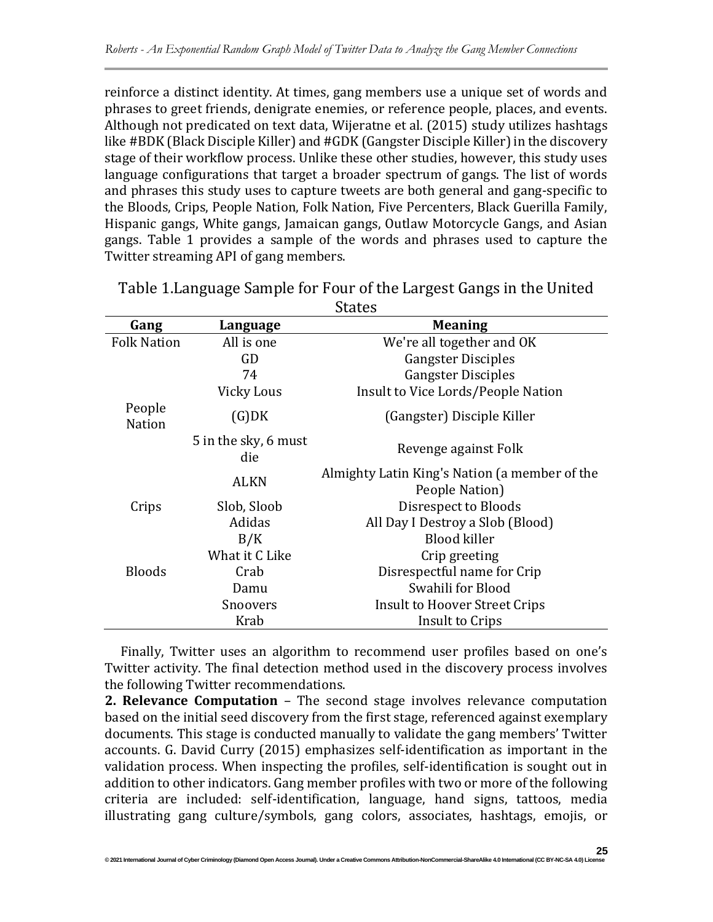reinforce a distinct identity. At times, gang members use a unique set of words and phrases to greet friends, denigrate enemies, or reference people, places, and events. Although not predicated on text data, Wijeratne et al. (2015) study utilizes hashtags like #BDK (Black Disciple Killer) and #GDK (Gangster Disciple Killer) in the discovery stage of their workflow process. Unlike these other studies, however, this study uses language configurations that target a broader spectrum of gangs. The list of words and phrases this study uses to capture tweets are both general and gang-specific to the Bloods, Crips, People Nation, Folk Nation, Five Percenters, Black Guerilla Family, Hispanic gangs, White gangs, Jamaican gangs, Outlaw Motorcycle Gangs, and Asian gangs. Table 1 provides a sample of the words and phrases used to capture the Twitter streaming API of gang members.

Table 1.Language Sample for Four of the Largest Gangs in the United States

| Gang | Language | Meaning |
|---|---|---|
| Folk Nation | All is one | We're all together and OK |
| | GD | Gangster Disciples |
| | 74 | Gangster Disciples |
| | Vicky Lous | Insult to Vice Lords/People Nation |
| People Nation | (G)DK | (Gangster) Disciple Killer |
| | 5 in the sky, 6 must die | Revenge against Folk |
| | ALKN | Almighty Latin King's Nation (a member of the People Nation) |
| Crips | Slob, Sloob | Disrespect to Bloods |
| | Adidas | All Day I Destroy a Slob (Blood) |
| | B/K | Blood killer |
| | What it C Like | Crip greeting |
| Bloods | Crab | Disrespectful name for Crip |
| | Damu | Swahili for Blood |
| | Snoovers | Insult to Hoover Street Crips |
| | Krab | Insult to Crips |

Finally, Twitter uses an algorithm to recommend user profiles based on one's Twitter activity. The final detection method used in the discovery process involves the following Twitter recommendations.

**2. Relevance Computation** – The second stage involves relevance computation based on the initial seed discovery from the first stage, referenced against exemplary documents. This stage is conducted manually to validate the gang members' Twitter accounts. G. David Curry (2015) emphasizes self-identification as important in the validation process. When inspecting the profiles, self-identification is sought out in addition to other indicators. Gang member profiles with two or more of the following criteria are included: self-identification, language, hand signs, tattoos, media illustrating gang culture/symbols, gang colors, associates, hashtags, emojis, or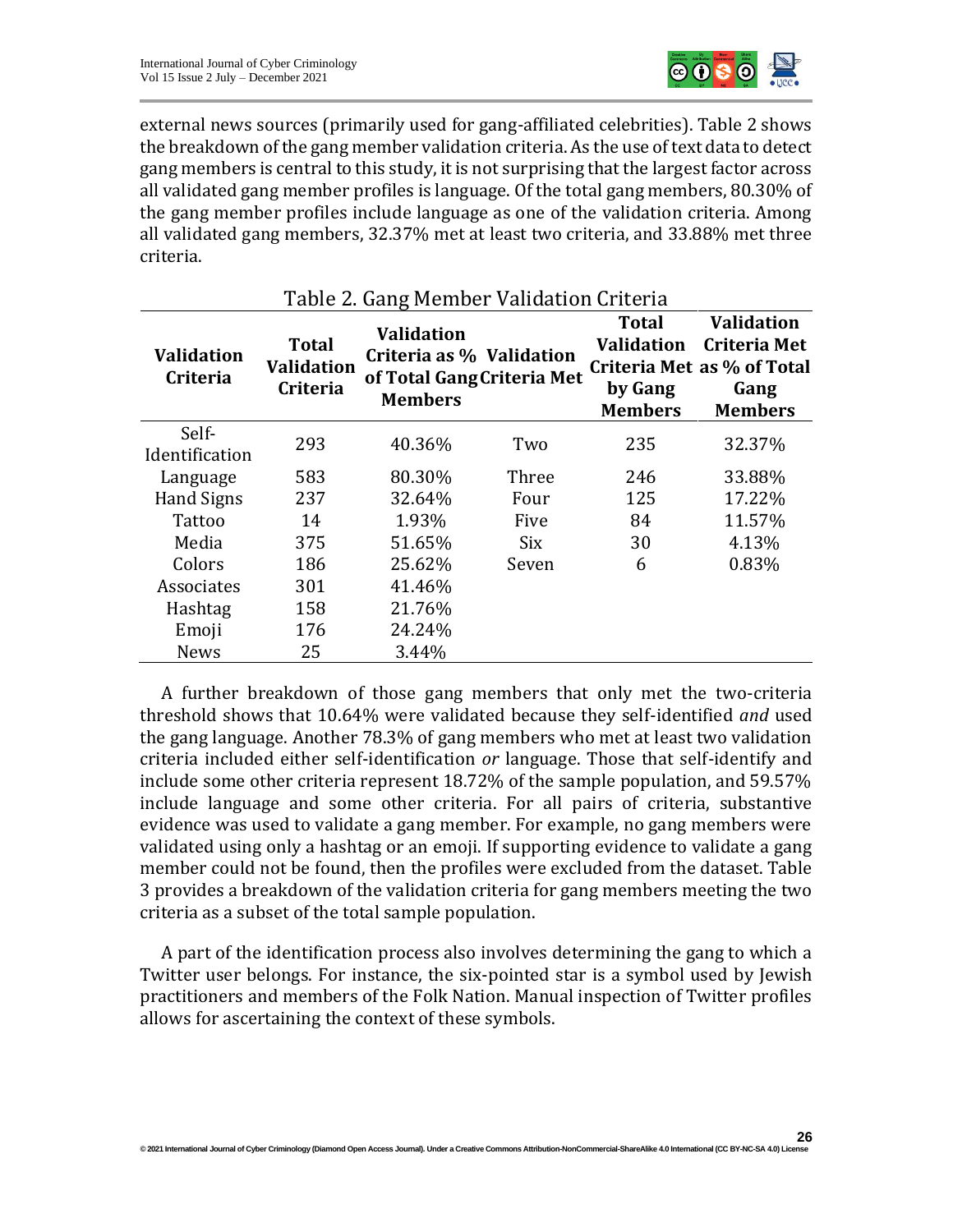external news sources (primarily used for gang-affiliated celebrities). Table 2 shows the breakdown of the gang member validation criteria. As the use of text data to detect gang members is central to this study, it is not surprising that the largest factor across all validated gang member profiles is language. Of the total gang members, 80.30% of the gang member profiles include language as one of the validation criteria. Among all validated gang members, 32.37% met at least two criteria, and 33.88% met three criteria.

Table 2. Gang Member Validation Criteria

| Validation Criteria | Total Validation Criteria | Validation Criteria as % of Total Gang Members | Validation Criteria Met | Total Validation Criteria Met by Gang Members | Validation Criteria Met as % of Total Gang Members |
|---|---|---|---|---|---|
| Self-Identification | 293 | 40.36% | Two | 235 | 32.37% |
| Language | 583 | 80.30% | Three | 246 | 33.88% |
| Hand Signs | 237 | 32.64% | Four | 125 | 17.22% |
| Tattoo | 14 | 1.93% | Five | 84 | 11.57% |
| Media | 375 | 51.65% | Six | 30 | 4.13% |
| Colors | 186 | 25.62% | Seven | 6 | 0.83% |
| Associates | 301 | 41.46% | | | |
| Hashtag | 158 | 21.76% | | | |
| Emoji | 176 | 24.24% | | | |
| News | 25 | 3.44% | | | |

A further breakdown of those gang members that only met the two-criteria threshold shows that 10.64% were validated because they self-identified *and* used the gang language. Another 78.3% of gang members who met at least two validation criteria included either self-identification *or* language. Those that self-identify and include some other criteria represent 18.72% of the sample population, and 59.57% include language and some other criteria. For all pairs of criteria, substantive evidence was used to validate a gang member. For example, no gang members were validated using only a hashtag or an emoji. If supporting evidence to validate a gang member could not be found, then the profiles were excluded from the dataset. Table 3 provides a breakdown of the validation criteria for gang members meeting the two criteria as a subset of the total sample population.

A part of the identification process also involves determining the gang to which a Twitter user belongs. For instance, the six-pointed star is a symbol used by Jewish practitioners and members of the Folk Nation. Manual inspection of Twitter profiles allows for ascertaining the context of these symbols.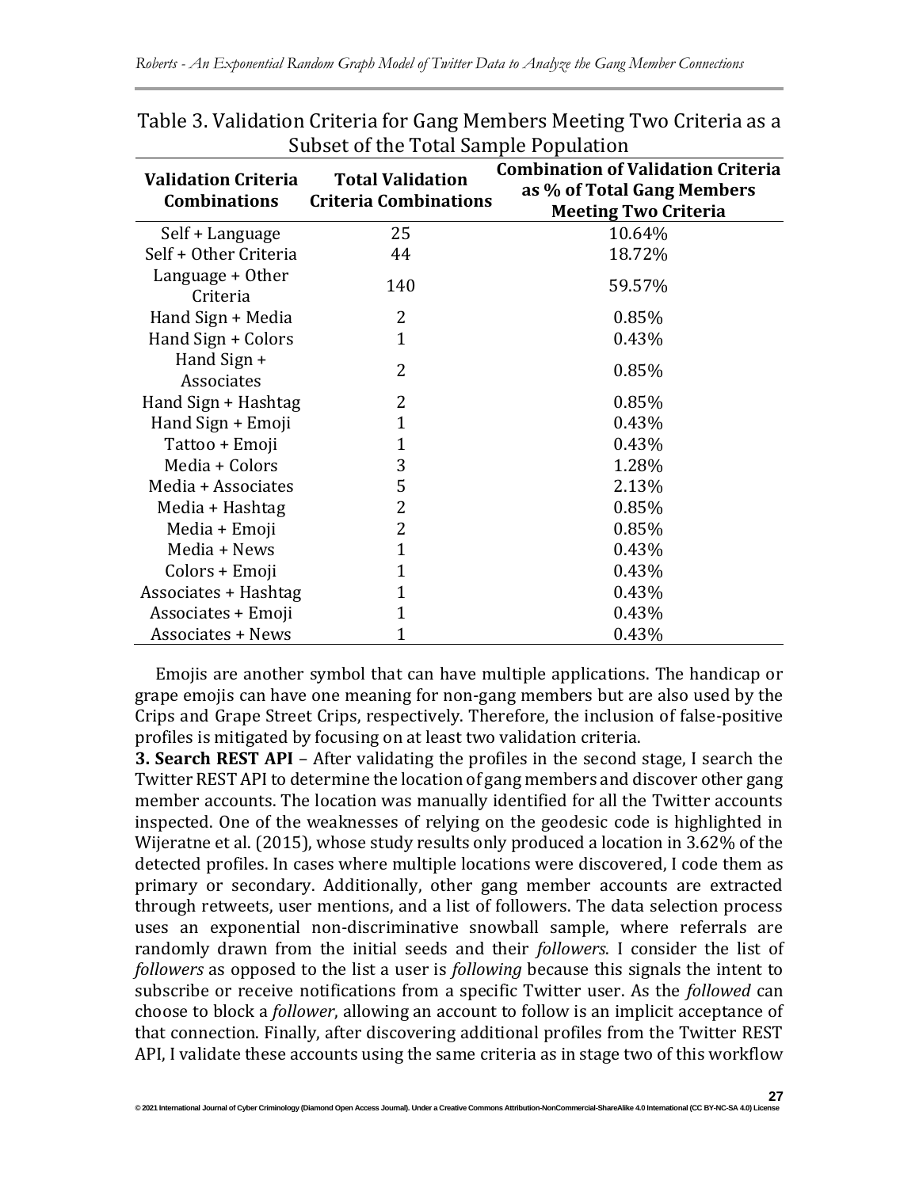Table 3. Validation Criteria for Gang Members Meeting Two Criteria as a Subset of the Total Sample Population

| Validation Criteria Combinations | Total Validation Criteria Combinations | Combination of Validation Criteria as % of Total Gang Members Meeting Two Criteria |
|---|---|---|
| Self + Language | 25 | 10.64% |
| Self + Other Criteria | 44 | 18.72% |
| Language + Other Criteria | 140 | 59.57% |
| Hand Sign + Media | 2 | 0.85% |
| Hand Sign + Colors | 1 | 0.43% |
| Hand Sign + Associates | 2 | 0.85% |
| Hand Sign + Hashtag | 2 | 0.85% |
| Hand Sign + Emoji | 1 | 0.43% |
| Tattoo + Emoji | 1 | 0.43% |
| Media + Colors | 3 | 1.28% |
| Media + Associates | 5 | 2.13% |
| Media + Hashtag | 2 | 0.85% |
| Media + Emoji | 2 | 0.85% |
| Media + News | 1 | 0.43% |
| Colors + Emoji | 1 | 0.43% |
| Associates + Hashtag | 1 | 0.43% |
| Associates + Emoji | 1 | 0.43% |
| Associates + News | 1 | 0.43% |

Emojis are another symbol that can have multiple applications. The handicap or grape emojis can have one meaning for non-gang members but are also used by the Crips and Grape Street Crips, respectively. Therefore, the inclusion of false-positive profiles is mitigated by focusing on at least two validation criteria.

**3. Search REST API** – After validating the profiles in the second stage, I search the Twitter REST API to determine the location of gang members and discover other gang member accounts. The location was manually identified for all the Twitter accounts inspected. One of the weaknesses of relying on the geodesic code is highlighted in Wijeratne et al. (2015), whose study results only produced a location in 3.62% of the detected profiles. In cases where multiple locations were discovered, I code them as primary or secondary. Additionally, other gang member accounts are extracted through retweets, user mentions, and a list of followers. The data selection process uses an exponential non-discriminative snowball sample, where referrals are randomly drawn from the initial seeds and their *followers*. I consider the list of *followers* as opposed to the list a user is *following* because this signals the intent to subscribe or receive notifications from a specific Twitter user. As the *followed* can choose to block a *follower*, allowing an account to follow is an implicit acceptance of that connection. Finally, after discovering additional profiles from the Twitter REST API, I validate these accounts using the same criteria as in stage two of this workflow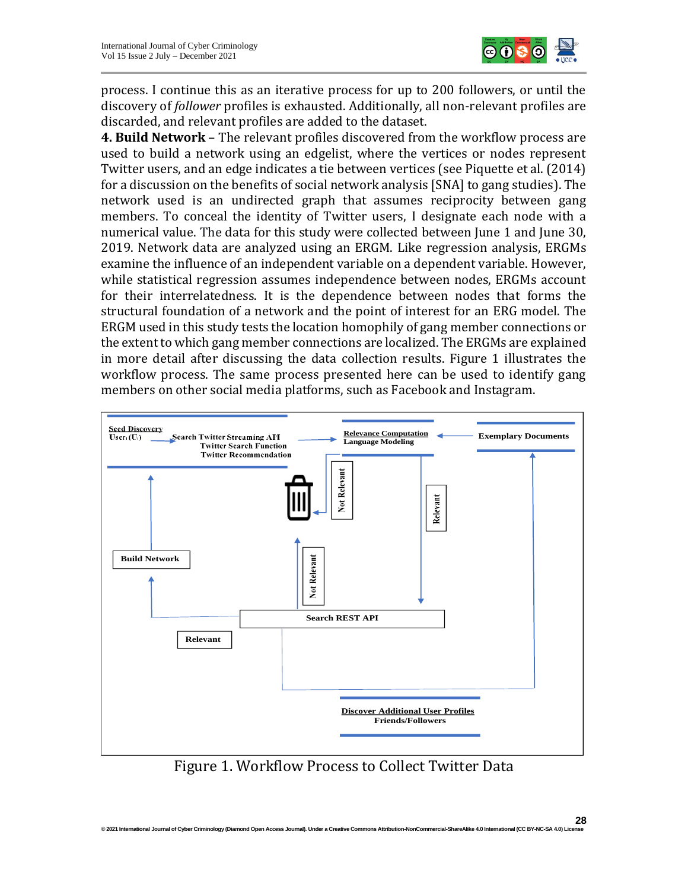process. I continue this as an iterative process for up to 200 followers, or until the discovery of *follower* profiles is exhausted. Additionally, all non-relevant profiles are discarded, and relevant profiles are added to the dataset.

**4. Build Network** – The relevant profiles discovered from the workflow process are used to build a network using an edgelist, where the vertices or nodes represent Twitter users, and an edge indicates a tie between vertices (see Piquette et al. (2014) for a discussion on the benefits of social network analysis [SNA] to gang studies). The network used is an undirected graph that assumes reciprocity between gang members. To conceal the identity of Twitter users, I designate each node with a numerical value. The data for this study were collected between June 1 and June 30, 2019. Network data are analyzed using an ERGM. Like regression analysis, ERGMs examine the influence of an independent variable on a dependent variable. However, while statistical regression assumes independence between nodes, ERGMs account for their interrelatedness. It is the dependence between nodes that forms the structural foundation of a network and the point of interest for an ERG model. The ERGM used in this study tests the location homophily of gang member connections or the extent to which gang member connections are localized. The ERGMs are explained in more detail after discussing the data collection results. Figure 1 illustrates the workflow process. The same process presented here can be used to identify gang members on other social media platforms, such as Facebook and Instagram.

Seed Discovery
User ($U_i$) → Search Twitter Streaming API, Twitter Search Function, Twitter Recommendation → Relevance Computation, Language Modeling ← Exemplary Documents

Not Relevant | Relevant | Build Network | Not Relevant | Search REST API | Relevant

Discover Additional User Profiles
Friends/Followers

Figure 1. Workflow Process to Collect Twitter Data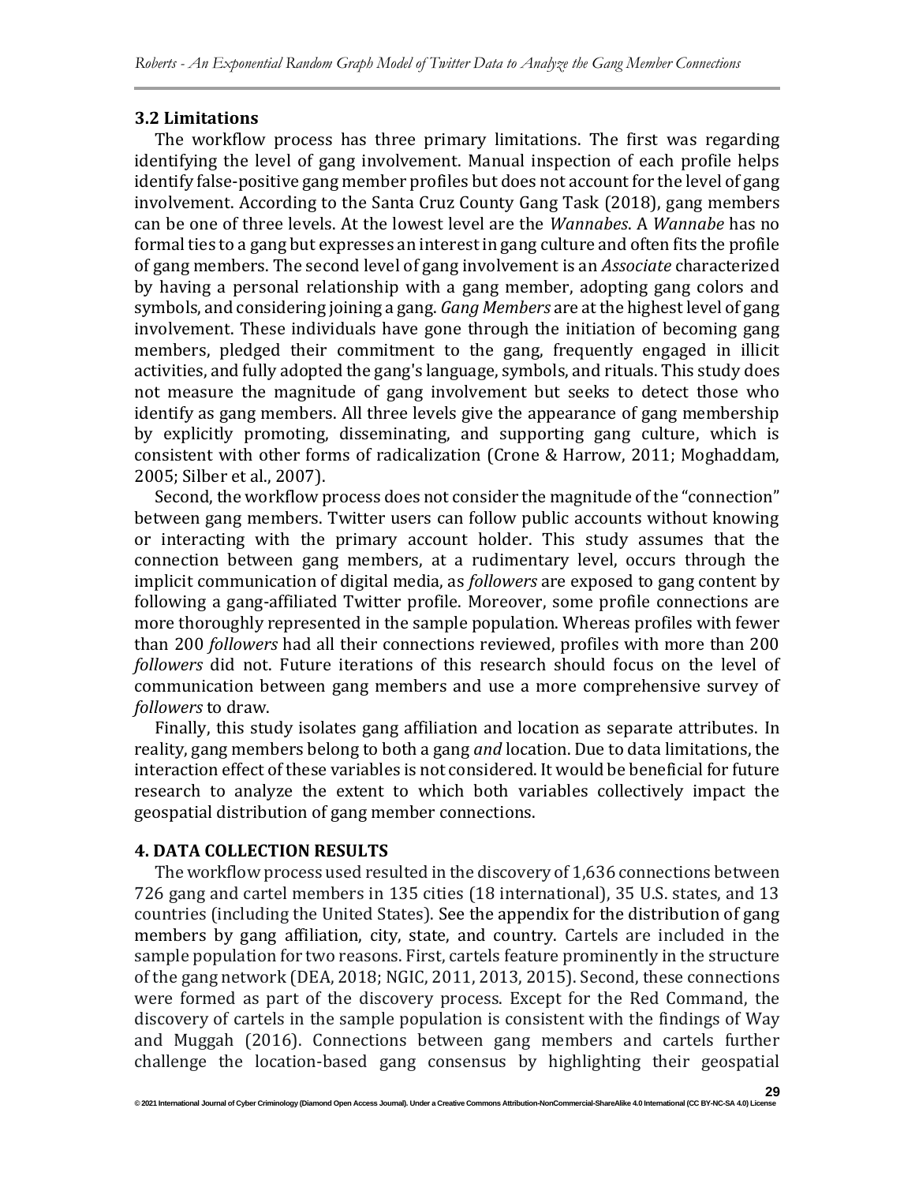### 3.2 Limitations

The workflow process has three primary limitations. The first was regarding identifying the level of gang involvement. Manual inspection of each profile helps identify false-positive gang member profiles but does not account for the level of gang involvement. According to the Santa Cruz County Gang Task (2018), gang members can be one of three levels. At the lowest level are the *Wannabes*. A *Wannabe* has no formal ties to a gang but expresses an interest in gang culture and often fits the profile of gang members. The second level of gang involvement is an *Associate* characterized by having a personal relationship with a gang member, adopting gang colors and symbols, and considering joining a gang. *Gang Members* are at the highest level of gang involvement. These individuals have gone through the initiation of becoming gang members, pledged their commitment to the gang, frequently engaged in illicit activities, and fully adopted the gang's language, symbols, and rituals. This study does not measure the magnitude of gang involvement but seeks to detect those who identify as gang members. All three levels give the appearance of gang membership by explicitly promoting, disseminating, and supporting gang culture, which is consistent with other forms of radicalization (Crone & Harrow, 2011; Moghaddam, 2005; Silber et al., 2007).

Second, the workflow process does not consider the magnitude of the "connection" between gang members. Twitter users can follow public accounts without knowing or interacting with the primary account holder. This study assumes that the connection between gang members, at a rudimentary level, occurs through the implicit communication of digital media, as *followers* are exposed to gang content by following a gang-affiliated Twitter profile. Moreover, some profile connections are more thoroughly represented in the sample population. Whereas profiles with fewer than 200 *followers* had all their connections reviewed, profiles with more than 200 *followers* did not. Future iterations of this research should focus on the level of communication between gang members and use a more comprehensive survey of *followers* to draw.

Finally, this study isolates gang affiliation and location as separate attributes. In reality, gang members belong to both a gang *and* location. Due to data limitations, the interaction effect of these variables is not considered. It would be beneficial for future research to analyze the extent to which both variables collectively impact the geospatial distribution of gang member connections.

## 4. DATA COLLECTION RESULTS

The workflow process used resulted in the discovery of 1,636 connections between 726 gang and cartel members in 135 cities (18 international), 35 U.S. states, and 13 countries (including the United States). See the appendix for the distribution of gang members by gang affiliation, city, state, and country. Cartels are included in the sample population for two reasons. First, cartels feature prominently in the structure of the gang network (DEA, 2018; NGIC, 2011, 2013, 2015). Second, these connections were formed as part of the discovery process. Except for the Red Command, the discovery of cartels in the sample population is consistent with the findings of Way and Muggah (2016). Connections between gang members and cartels further challenge the location-based gang consensus by highlighting their geospatial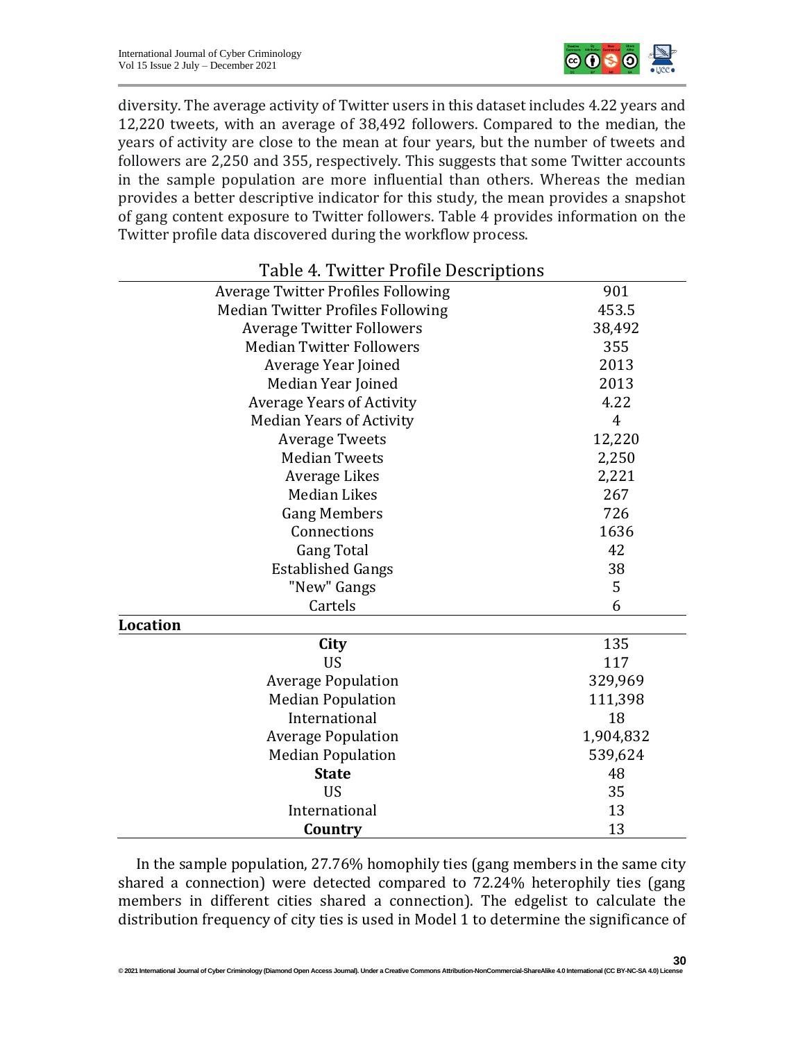diversity. The average activity of Twitter users in this dataset includes 4.22 years and 12,220 tweets, with an average of 38,492 followers. Compared to the median, the years of activity are close to the mean at four years, but the number of tweets and followers are 2,250 and 355, respectively. This suggests that some Twitter accounts in the sample population are more influential than others. Whereas the median provides a better descriptive indicator for this study, the mean provides a snapshot of gang content exposure to Twitter followers. Table 4 provides information on the Twitter profile data discovered during the workflow process.

Table 4. Twitter Profile Descriptions

| | | |
|---|---|---|
| | Average Twitter Profiles Following | 901 |
| | Median Twitter Profiles Following | 453.5 |
| | Average Twitter Followers | 38,492 |
| | Median Twitter Followers | 355 |
| | Average Year Joined | 2013 |
| | Median Year Joined | 2013 |
| | Average Years of Activity | 4.22 |
| | Median Years of Activity | 4 |
| | Average Tweets | 12,220 |
| | Median Tweets | 2,250 |
| | Average Likes | 2,221 |
| | Median Likes | 267 |
| | Gang Members | 726 |
| | Connections | 1636 |
| | Gang Total | 42 |
| | Established Gangs | 38 |
| | "New" Gangs | 5 |
| | Cartels | 6 |
| **Location** | | |
| | **City** | 135 |
| | US | 117 |
| | Average Population | 329,969 |
| | Median Population | 111,398 |
| | International | 18 |
| | Average Population | 1,904,832 |
| | Median Population | 539,624 |
| | **State** | 48 |
| | US | 35 |
| | International | 13 |
| | **Country** | 13 |

In the sample population, 27.76% homophily ties (gang members in the same city shared a connection) were detected compared to 72.24% heterophily ties (gang members in different cities shared a connection). The edgelist to calculate the distribution frequency of city ties is used in Model 1 to determine the significance of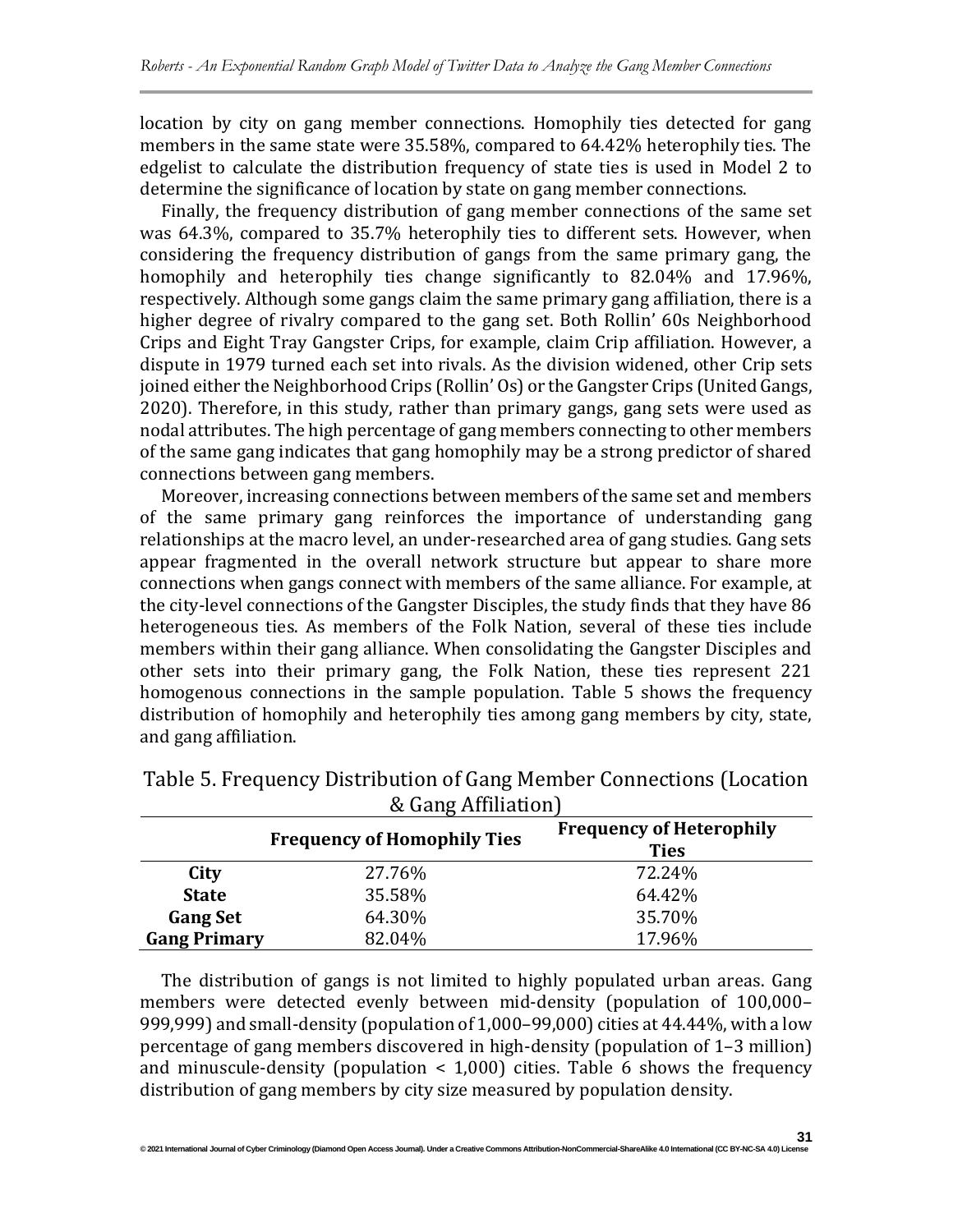location by city on gang member connections. Homophily ties detected for gang members in the same state were 35.58%, compared to 64.42% heterophily ties. The edgelist to calculate the distribution frequency of state ties is used in Model 2 to determine the significance of location by state on gang member connections.

Finally, the frequency distribution of gang member connections of the same set was 64.3%, compared to 35.7% heterophily ties to different sets. However, when considering the frequency distribution of gangs from the same primary gang, the homophily and heterophily ties change significantly to 82.04% and 17.96%, respectively. Although some gangs claim the same primary gang affiliation, there is a higher degree of rivalry compared to the gang set. Both Rollin' 60s Neighborhood Crips and Eight Tray Gangster Crips, for example, claim Crip affiliation. However, a dispute in 1979 turned each set into rivals. As the division widened, other Crip sets joined either the Neighborhood Crips (Rollin' Os) or the Gangster Crips (United Gangs, 2020). Therefore, in this study, rather than primary gangs, gang sets were used as nodal attributes. The high percentage of gang members connecting to other members of the same gang indicates that gang homophily may be a strong predictor of shared connections between gang members.

Moreover, increasing connections between members of the same set and members of the same primary gang reinforces the importance of understanding gang relationships at the macro level, an under-researched area of gang studies. Gang sets appear fragmented in the overall network structure but appear to share more connections when gangs connect with members of the same alliance. For example, at the city-level connections of the Gangster Disciples, the study finds that they have 86 heterogeneous ties. As members of the Folk Nation, several of these ties include members within their gang alliance. When consolidating the Gangster Disciples and other sets into their primary gang, the Folk Nation, these ties represent 221 homogenous connections in the sample population. Table 5 shows the frequency distribution of homophily and heterophily ties among gang members by city, state, and gang affiliation.

Table 5. Frequency Distribution of Gang Member Connections (Location & Gang Affiliation)

| | **Frequency of Homophily Ties** | **Frequency of Heterophily Ties** |
|---|---|---|
| **City** | 27.76% | 72.24% |
| **State** | 35.58% | 64.42% |
| **Gang Set** | 64.30% | 35.70% |
| **Gang Primary** | 82.04% | 17.96% |

The distribution of gangs is not limited to highly populated urban areas. Gang members were detected evenly between mid-density (population of 100,000–999,999) and small-density (population of 1,000–99,000) cities at 44.44%, with a low percentage of gang members discovered in high-density (population of 1–3 million) and minuscule-density (population < 1,000) cities. Table 6 shows the frequency distribution of gang members by city size measured by population density.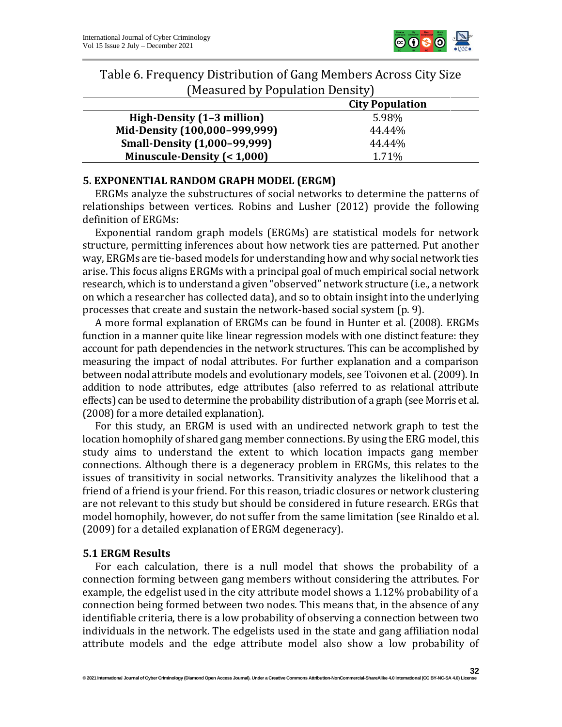Table 6. Frequency Distribution of Gang Members Across City Size (Measured by Population Density)

| | City Population |
|---|---|
| **High-Density (1–3 million)** | 5.98% |
| **Mid-Density (100,000–999,999)** | 44.44% |
| **Small-Density (1,000–99,999)** | 44.44% |
| **Minuscule-Density (< 1,000)** | 1.71% |

## 5. EXPONENTIAL RANDOM GRAPH MODEL (ERGM)

ERGMs analyze the substructures of social networks to determine the patterns of relationships between vertices. Robins and Lusher (2012) provide the following definition of ERGMs:

Exponential random graph models (ERGMs) are statistical models for network structure, permitting inferences about how network ties are patterned. Put another way, ERGMs are tie-based models for understanding how and why social network ties arise. This focus aligns ERGMs with a principal goal of much empirical social network research, which is to understand a given "observed" network structure (i.e., a network on which a researcher has collected data), and so to obtain insight into the underlying processes that create and sustain the network-based social system (p. 9).

A more formal explanation of ERGMs can be found in Hunter et al. (2008). ERGMs function in a manner quite like linear regression models with one distinct feature: they account for path dependencies in the network structures. This can be accomplished by measuring the impact of nodal attributes. For further explanation and a comparison between nodal attribute models and evolutionary models, see Toivonen et al. (2009). In addition to node attributes, edge attributes (also referred to as relational attribute effects) can be used to determine the probability distribution of a graph (see Morris et al. (2008) for a more detailed explanation).

For this study, an ERGM is used with an undirected network graph to test the location homophily of shared gang member connections. By using the ERG model, this study aims to understand the extent to which location impacts gang member connections. Although there is a degeneracy problem in ERGMs, this relates to the issues of transitivity in social networks. Transitivity analyzes the likelihood that a friend of a friend is your friend. For this reason, triadic closures or network clustering are not relevant to this study but should be considered in future research. ERGs that model homophily, however, do not suffer from the same limitation (see Rinaldo et al. (2009) for a detailed explanation of ERGM degeneracy).

### 5.1 ERGM Results

For each calculation, there is a null model that shows the probability of a connection forming between gang members without considering the attributes. For example, the edgelist used in the city attribute model shows a 1.12% probability of a connection being formed between two nodes. This means that, in the absence of any identifiable criteria, there is a low probability of observing a connection between two individuals in the network. The edgelists used in the state and gang affiliation nodal attribute models and the edge attribute model also show a low probability of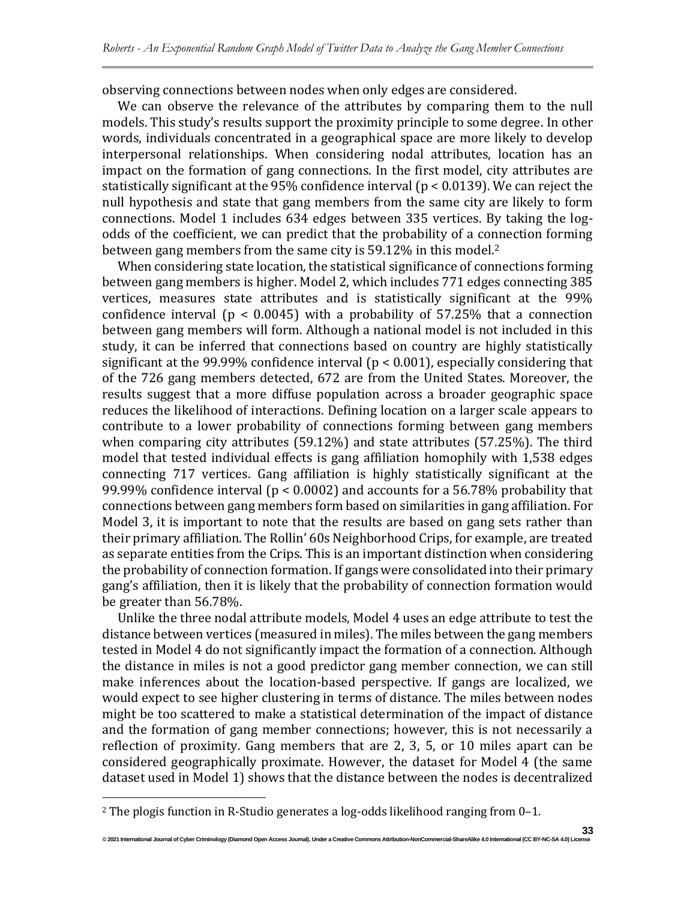observing connections between nodes when only edges are considered.

We can observe the relevance of the attributes by comparing them to the null models. This study's results support the proximity principle to some degree. In other words, individuals concentrated in a geographical space are more likely to develop interpersonal relationships. When considering nodal attributes, location has an impact on the formation of gang connections. In the first model, city attributes are statistically significant at the 95% confidence interval ($p < 0.0139$). We can reject the null hypothesis and state that gang members from the same city are likely to form connections. Model 1 includes 634 edges between 335 vertices. By taking the log-odds of the coefficient, we can predict that the probability of a connection forming between gang members from the same city is 59.12% in this model.[2]

When considering state location, the statistical significance of connections forming between gang members is higher. Model 2, which includes 771 edges connecting 385 vertices, measures state attributes and is statistically significant at the 99% confidence interval ($p < 0.0045$) with a probability of 57.25% that a connection between gang members will form. Although a national model is not included in this study, it can be inferred that connections based on country are highly statistically significant at the 99.99% confidence interval ($p < 0.001$), especially considering that of the 726 gang members detected, 672 are from the United States. Moreover, the results suggest that a more diffuse population across a broader geographic space reduces the likelihood of interactions. Defining location on a larger scale appears to contribute to a lower probability of connections forming between gang members when comparing city attributes (59.12%) and state attributes (57.25%). The third model that tested individual effects is gang affiliation homophily with 1,538 edges connecting 717 vertices. Gang affiliation is highly statistically significant at the 99.99% confidence interval ($p < 0.0002$) and accounts for a 56.78% probability that connections between gang members form based on similarities in gang affiliation. For Model 3, it is important to note that the results are based on gang sets rather than their primary affiliation. The Rollin' 60s Neighborhood Crips, for example, are treated as separate entities from the Crips. This is an important distinction when considering the probability of connection formation. If gangs were consolidated into their primary gang's affiliation, then it is likely that the probability of connection formation would be greater than 56.78%.

Unlike the three nodal attribute models, Model 4 uses an edge attribute to test the distance between vertices (measured in miles). The miles between the gang members tested in Model 4 do not significantly impact the formation of a connection. Although the distance in miles is not a good predictor gang member connection, we can still make inferences about the location-based perspective. If gangs are localized, we would expect to see higher clustering in terms of distance. The miles between nodes might be too scattered to make a statistical determination of the impact of distance and the formation of gang member connections; however, this is not necessarily a reflection of proximity. Gang members that are 2, 3, 5, or 10 miles apart can be considered geographically proximate. However, the dataset for Model 4 (the same dataset used in Model 1) shows that the distance between the nodes is decentralized

[2] The plogis function in R-Studio generates a log-odds likelihood ranging from 0–1.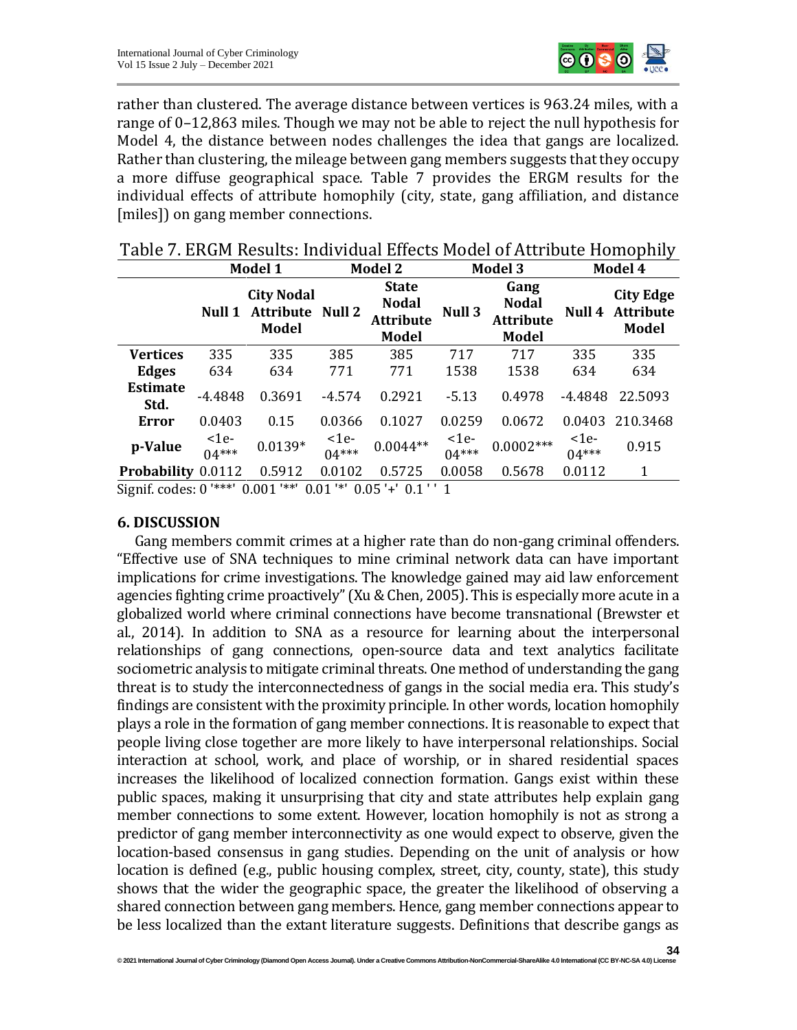rather than clustered. The average distance between vertices is 963.24 miles, with a range of 0–12,863 miles. Though we may not be able to reject the null hypothesis for Model 4, the distance between nodes challenges the idea that gangs are localized. Rather than clustering, the mileage between gang members suggests that they occupy a more diffuse geographical space. Table 7 provides the ERGM results for the individual effects of attribute homophily (city, state, gang affiliation, and distance [miles]) on gang member connections.

Table 7. ERGM Results: Individual Effects Model of Attribute Homophily

| | Model 1 | | Model 2 | | Model 3 | | Model 4 | |
|---|---|---|---|---|---|---|---|---|
| | Null 1 | City Nodal Attribute Model | Null 2 | State Nodal Attribute Model | Null 3 | Gang Nodal Attribute Model | Null 4 | City Edge Attribute Model |
| Vertices | 335 | 335 | 385 | 385 | 717 | 717 | 335 | 335 |
| Edges | 634 | 634 | 771 | 771 | 1538 | 1538 | 634 | 634 |
| Estimate | -4.4848 | 0.3691 | -4.574 | 0.2921 | -5.13 | 0.4978 | -4.4848 | 22.5093 |
| Std. Error | 0.0403 | 0.15 | 0.0366 | 0.1027 | 0.0259 | 0.0672 | 0.0403 | 210.3468 |
| p-Value | <1e-04*** | 0.0139* | <1e-04*** | 0.0044** | <1e-04*** | 0.0002*** | <1e-04*** | 0.915 |
| Probability | 0.0112 | 0.5912 | 0.0102 | 0.5725 | 0.0058 | 0.5678 | 0.0112 | 1 |

Signif. codes: 0 '***' 0.001 '**' 0.01 '*' 0.05 '+' 0.1 ' ' 1

## 6. DISCUSSION

Gang members commit crimes at a higher rate than do non-gang criminal offenders. "Effective use of SNA techniques to mine criminal network data can have important implications for crime investigations. The knowledge gained may aid law enforcement agencies fighting crime proactively" (Xu & Chen, 2005). This is especially more acute in a globalized world where criminal connections have become transnational (Brewster et al., 2014). In addition to SNA as a resource for learning about the interpersonal relationships of gang connections, open-source data and text analytics facilitate sociometric analysis to mitigate criminal threats. One method of understanding the gang threat is to study the interconnectedness of gangs in the social media era. This study's findings are consistent with the proximity principle. In other words, location homophily plays a role in the formation of gang member connections. It is reasonable to expect that people living close together are more likely to have interpersonal relationships. Social interaction at school, work, and place of worship, or in shared residential spaces increases the likelihood of localized connection formation. Gangs exist within these public spaces, making it unsurprising that city and state attributes help explain gang member connections to some extent. However, location homophily is not as strong a predictor of gang member interconnectivity as one would expect to observe, given the location-based consensus in gang studies. Depending on the unit of analysis or how location is defined (e.g., public housing complex, street, city, county, state), this study shows that the wider the geographic space, the greater the likelihood of observing a shared connection between gang members. Hence, gang member connections appear to be less localized than the extant literature suggests. Definitions that describe gangs as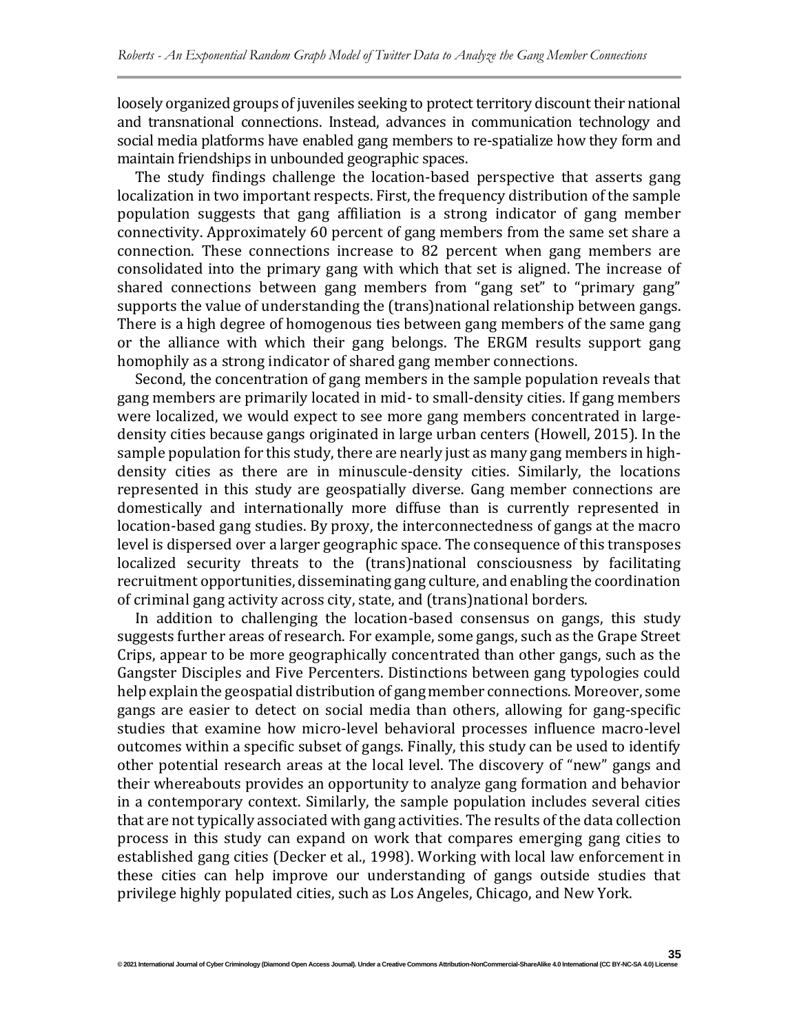loosely organized groups of juveniles seeking to protect territory discount their national and transnational connections. Instead, advances in communication technology and social media platforms have enabled gang members to re-spatialize how they form and maintain friendships in unbounded geographic spaces.

The study findings challenge the location-based perspective that asserts gang localization in two important respects. First, the frequency distribution of the sample population suggests that gang affiliation is a strong indicator of gang member connectivity. Approximately 60 percent of gang members from the same set share a connection. These connections increase to 82 percent when gang members are consolidated into the primary gang with which that set is aligned. The increase of shared connections between gang members from "gang set" to "primary gang" supports the value of understanding the (trans)national relationship between gangs. There is a high degree of homogenous ties between gang members of the same gang or the alliance with which their gang belongs. The ERGM results support gang homophily as a strong indicator of shared gang member connections.

Second, the concentration of gang members in the sample population reveals that gang members are primarily located in mid- to small-density cities. If gang members were localized, we would expect to see more gang members concentrated in large-density cities because gangs originated in large urban centers (Howell, 2015). In the sample population for this study, there are nearly just as many gang members in high-density cities as there are in minuscule-density cities. Similarly, the locations represented in this study are geospatially diverse. Gang member connections are domestically and internationally more diffuse than is currently represented in location-based gang studies. By proxy, the interconnectedness of gangs at the macro level is dispersed over a larger geographic space. The consequence of this transposes localized security threats to the (trans)national consciousness by facilitating recruitment opportunities, disseminating gang culture, and enabling the coordination of criminal gang activity across city, state, and (trans)national borders.

In addition to challenging the location-based consensus on gangs, this study suggests further areas of research. For example, some gangs, such as the Grape Street Crips, appear to be more geographically concentrated than other gangs, such as the Gangster Disciples and Five Percenters. Distinctions between gang typologies could help explain the geospatial distribution of gang member connections. Moreover, some gangs are easier to detect on social media than others, allowing for gang-specific studies that examine how micro-level behavioral processes influence macro-level outcomes within a specific subset of gangs. Finally, this study can be used to identify other potential research areas at the local level. The discovery of "new" gangs and their whereabouts provides an opportunity to analyze gang formation and behavior in a contemporary context. Similarly, the sample population includes several cities that are not typically associated with gang activities. The results of the data collection process in this study can expand on work that compares emerging gang cities to established gang cities (Decker et al., 1998). Working with local law enforcement in these cities can help improve our understanding of gangs outside studies that privilege highly populated cities, such as Los Angeles, Chicago, and New York.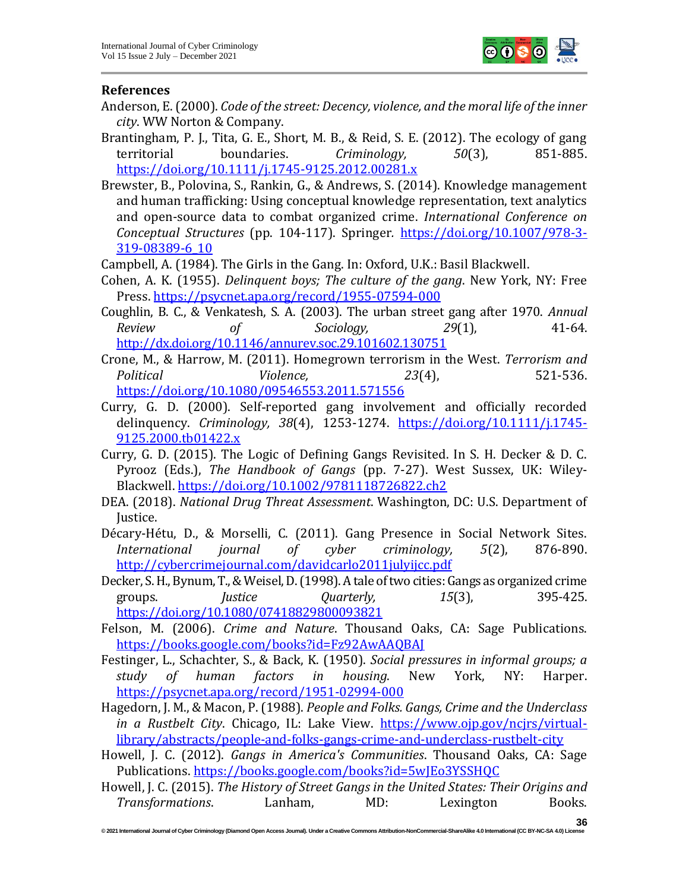## References

Anderson, E. (2000). *Code of the street: Decency, violence, and the moral life of the inner city*. WW Norton & Company.

Brantingham, P. J., Tita, G. E., Short, M. B., & Reid, S. E. (2012). The ecology of gang territorial boundaries. *Criminology, 50*(3), 851-885. https://doi.org/10.1111/j.1745-9125.2012.00281.x

Brewster, B., Polovina, S., Rankin, G., & Andrews, S. (2014). Knowledge management and human trafficking: Using conceptual knowledge representation, text analytics and open-source data to combat organized crime. *International Conference on Conceptual Structures* (pp. 104-117). Springer. https://doi.org/10.1007/978-3-319-08389-6_10

Campbell, A. (1984). The Girls in the Gang. In: Oxford, U.K.: Basil Blackwell.

Cohen, A. K. (1955). *Delinquent boys; The culture of the gang*. New York, NY: Free Press. https://psycnet.apa.org/record/1955-07594-000

Coughlin, B. C., & Venkatesh, S. A. (2003). The urban street gang after 1970. *Annual Review of Sociology, 29*(1), 41-64. http://dx.doi.org/10.1146/annurev.soc.29.101602.130751

Crone, M., & Harrow, M. (2011). Homegrown terrorism in the West. *Terrorism and Political Violence, 23*(4), 521-536. https://doi.org/10.1080/09546553.2011.571556

Curry, G. D. (2000). Self-reported gang involvement and officially recorded delinquency. *Criminology, 38*(4), 1253-1274. https://doi.org/10.1111/j.1745-9125.2000.tb01422.x

Curry, G. D. (2015). The Logic of Defining Gangs Revisited. In S. H. Decker & D. C. Pyrooz (Eds.), *The Handbook of Gangs* (pp. 7-27). West Sussex, UK: Wiley-Blackwell. https://doi.org/10.1002/9781118726822.ch2

DEA. (2018). *National Drug Threat Assessment*. Washington, DC: U.S. Department of Justice.

Décary-Hétu, D., & Morselli, C. (2011). Gang Presence in Social Network Sites. *International journal of cyber criminology, 5*(2), 876-890. http://cybercrimejournal.com/davidcarlo2011julyijcc.pdf

Decker, S. H., Bynum, T., & Weisel, D. (1998). A tale of two cities: Gangs as organized crime groups. *Justice Quarterly, 15*(3), 395-425. https://doi.org/10.1080/07418829800093821

Felson, M. (2006). *Crime and Nature*. Thousand Oaks, CA: Sage Publications. https://books.google.com/books?id=Fz92AwAAQBAJ

Festinger, L., Schachter, S., & Back, K. (1950). *Social pressures in informal groups; a study of human factors in housing*. New York, NY: Harper. https://psycnet.apa.org/record/1951-02994-000

Hagedorn, J. M., & Macon, P. (1988). *People and Folks. Gangs, Crime and the Underclass in a Rustbelt City*. Chicago, IL: Lake View. https://www.ojp.gov/ncjrs/virtual-library/abstracts/people-and-folks-gangs-crime-and-underclass-rustbelt-city

Howell, J. C. (2012). *Gangs in America's Communities*. Thousand Oaks, CA: Sage Publications. https://books.google.com/books?id=5wJEo3YSSHQC

Howell, J. C. (2015). *The History of Street Gangs in the United States: Their Origins and Transformations*. Lanham, MD: Lexington Books.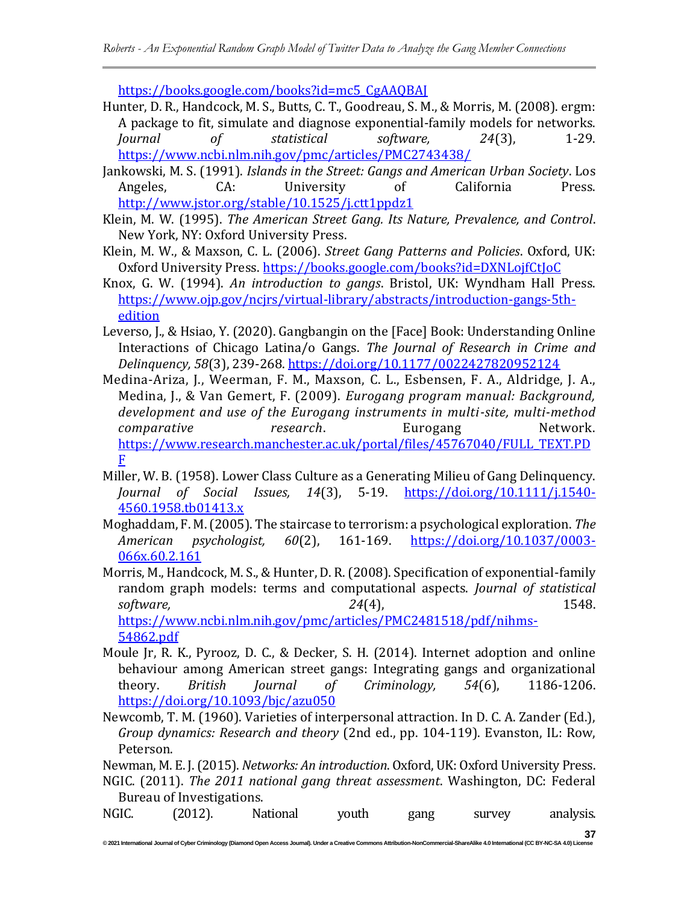https://books.google.com/books?id=mc5_CgAAQBAJ

Hunter, D. R., Handcock, M. S., Butts, C. T., Goodreau, S. M., & Morris, M. (2008). ergm: A package to fit, simulate and diagnose exponential-family models for networks. *Journal of statistical software, 24*(3), 1-29. https://www.ncbi.nlm.nih.gov/pmc/articles/PMC2743438/

Jankowski, M. S. (1991). *Islands in the Street: Gangs and American Urban Society*. Los Angeles, CA: University of California Press. http://www.jstor.org/stable/10.1525/j.ctt1ppdz1

Klein, M. W. (1995). *The American Street Gang. Its Nature, Prevalence, and Control*. New York, NY: Oxford University Press.

Klein, M. W., & Maxson, C. L. (2006). *Street Gang Patterns and Policies*. Oxford, UK: Oxford University Press. https://books.google.com/books?id=DXNLojfCtJoC

Knox, G. W. (1994). *An introduction to gangs*. Bristol, UK: Wyndham Hall Press. https://www.ojp.gov/ncjrs/virtual-library/abstracts/introduction-gangs-5th-edition

Leverso, J., & Hsiao, Y. (2020). Gangbangin on the [Face] Book: Understanding Online Interactions of Chicago Latina/o Gangs. *The Journal of Research in Crime and Delinquency, 58*(3), 239-268. https://doi.org/10.1177/0022427820952124

Medina-Ariza, J., Weerman, F. M., Maxson, C. L., Esbensen, F. A., Aldridge, J. A., Medina, J., & Van Gemert, F. (2009). *Eurogang program manual: Background, development and use of the Eurogang instruments in multi-site, multi-method comparative research*. Eurogang Network. https://www.research.manchester.ac.uk/portal/files/45767040/FULL_TEXT.PDF

Miller, W. B. (1958). Lower Class Culture as a Generating Milieu of Gang Delinquency. *Journal of Social Issues, 14*(3), 5-19. https://doi.org/10.1111/j.1540-4560.1958.tb01413.x

Moghaddam, F. M. (2005). The staircase to terrorism: a psychological exploration. *The American psychologist, 60*(2), 161-169. https://doi.org/10.1037/0003-066x.60.2.161

Morris, M., Handcock, M. S., & Hunter, D. R. (2008). Specification of exponential-family random graph models: terms and computational aspects. *Journal of statistical software, 24*(4), 1548. https://www.ncbi.nlm.nih.gov/pmc/articles/PMC2481518/pdf/nihms-54862.pdf

Moule Jr, R. K., Pyrooz, D. C., & Decker, S. H. (2014). Internet adoption and online behaviour among American street gangs: Integrating gangs and organizational theory. *British Journal of Criminology, 54*(6), 1186-1206. https://doi.org/10.1093/bjc/azu050

Newcomb, T. M. (1960). Varieties of interpersonal attraction. In D. C. A. Zander (Ed.), *Group dynamics: Research and theory* (2nd ed., pp. 104-119). Evanston, IL: Row, Peterson.

Newman, M. E. J. (2015). *Networks: An introduction*. Oxford, UK: Oxford University Press.

NGIC. (2011). *The 2011 national gang threat assessment*. Washington, DC: Federal Bureau of Investigations.

NGIC. (2012). National youth gang survey analysis.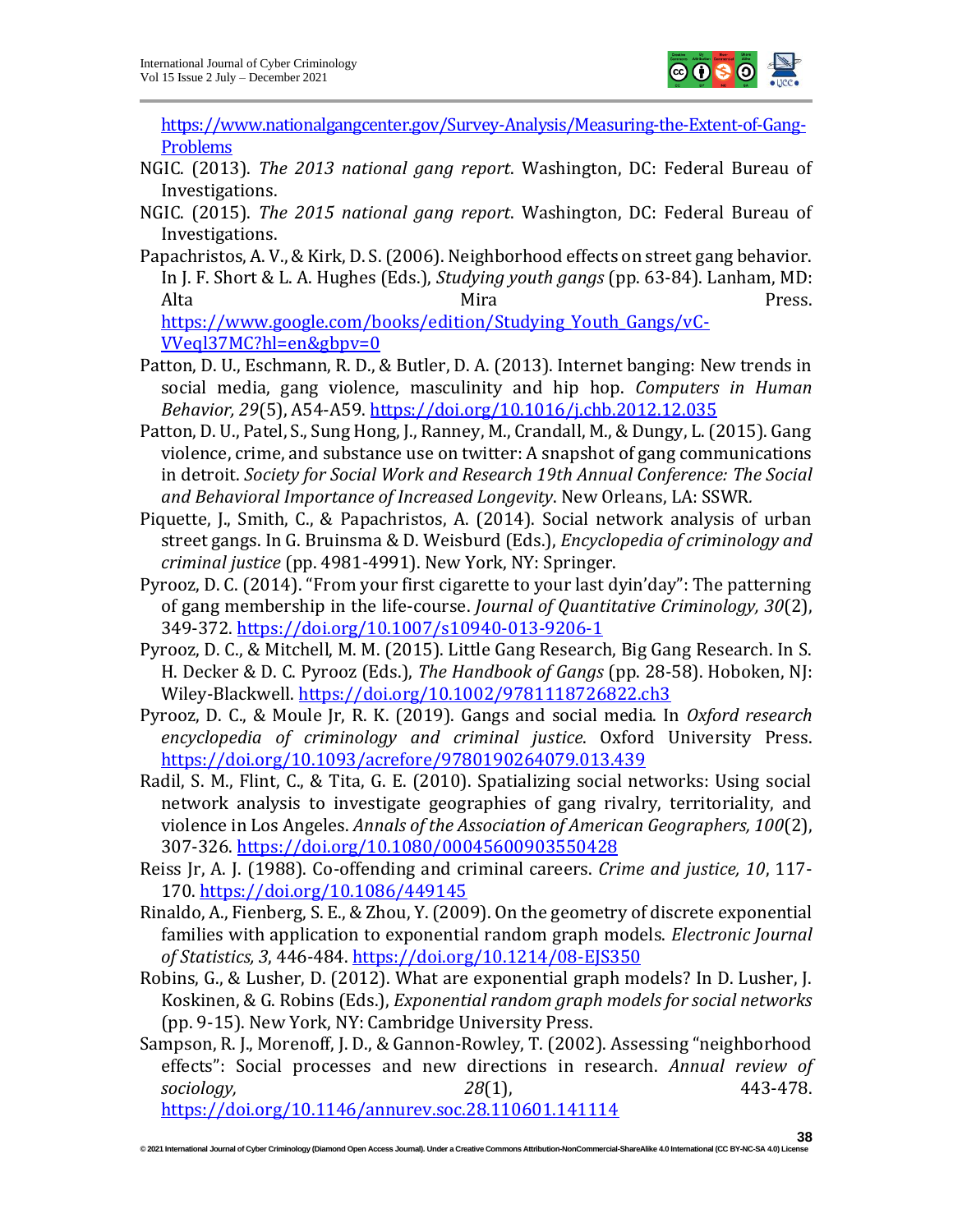https://www.nationalgangcenter.gov/Survey-Analysis/Measuring-the-Extent-of-Gang-Problems

NGIC. (2013). *The 2013 national gang report*. Washington, DC: Federal Bureau of Investigations.

NGIC. (2015). *The 2015 national gang report*. Washington, DC: Federal Bureau of Investigations.

Papachristos, A. V., & Kirk, D. S. (2006). Neighborhood effects on street gang behavior. In J. F. Short & L. A. Hughes (Eds.), *Studying youth gangs* (pp. 63-84). Lanham, MD: Alta Mira Press. https://www.google.com/books/edition/Studying_Youth_Gangs/vC-VVeql37MC?hl=en&gbpv=0

Patton, D. U., Eschmann, R. D., & Butler, D. A. (2013). Internet banging: New trends in social media, gang violence, masculinity and hip hop. *Computers in Human Behavior, 29*(5), A54-A59. https://doi.org/10.1016/j.chb.2012.12.035

Patton, D. U., Patel, S., Sung Hong, J., Ranney, M., Crandall, M., & Dungy, L. (2015). Gang violence, crime, and substance use on twitter: A snapshot of gang communications in detroit. *Society for Social Work and Research 19th Annual Conference: The Social and Behavioral Importance of Increased Longevity*. New Orleans, LA: SSWR.

Piquette, J., Smith, C., & Papachristos, A. (2014). Social network analysis of urban street gangs. In G. Bruinsma & D. Weisburd (Eds.), *Encyclopedia of criminology and criminal justice* (pp. 4981-4991). New York, NY: Springer.

Pyrooz, D. C. (2014). "From your first cigarette to your last dyin'day": The patterning of gang membership in the life-course. *Journal of Quantitative Criminology, 30*(2), 349-372. https://doi.org/10.1007/s10940-013-9206-1

Pyrooz, D. C., & Mitchell, M. M. (2015). Little Gang Research, Big Gang Research. In S. H. Decker & D. C. Pyrooz (Eds.), *The Handbook of Gangs* (pp. 28-58). Hoboken, NJ: Wiley-Blackwell. https://doi.org/10.1002/9781118726822.ch3

Pyrooz, D. C., & Moule Jr, R. K. (2019). Gangs and social media. In *Oxford research encyclopedia of criminology and criminal justice*. Oxford University Press. https://doi.org/10.1093/acrefore/9780190264079.013.439

Radil, S. M., Flint, C., & Tita, G. E. (2010). Spatializing social networks: Using social network analysis to investigate geographies of gang rivalry, territoriality, and violence in Los Angeles. *Annals of the Association of American Geographers, 100*(2), 307-326. https://doi.org/10.1080/00045600903550428

Reiss Jr, A. J. (1988). Co-offending and criminal careers. *Crime and justice, 10*, 117-170. https://doi.org/10.1086/449145

Rinaldo, A., Fienberg, S. E., & Zhou, Y. (2009). On the geometry of discrete exponential families with application to exponential random graph models. *Electronic Journal of Statistics, 3*, 446-484. https://doi.org/10.1214/08-EJS350

Robins, G., & Lusher, D. (2012). What are exponential graph models? In D. Lusher, J. Koskinen, & G. Robins (Eds.), *Exponential random graph models for social networks* (pp. 9-15). New York, NY: Cambridge University Press.

Sampson, R. J., Morenoff, J. D., & Gannon-Rowley, T. (2002). Assessing "neighborhood effects": Social processes and new directions in research. *Annual review of sociology, 28*(1), 443-478. https://doi.org/10.1146/annurev.soc.28.110601.141114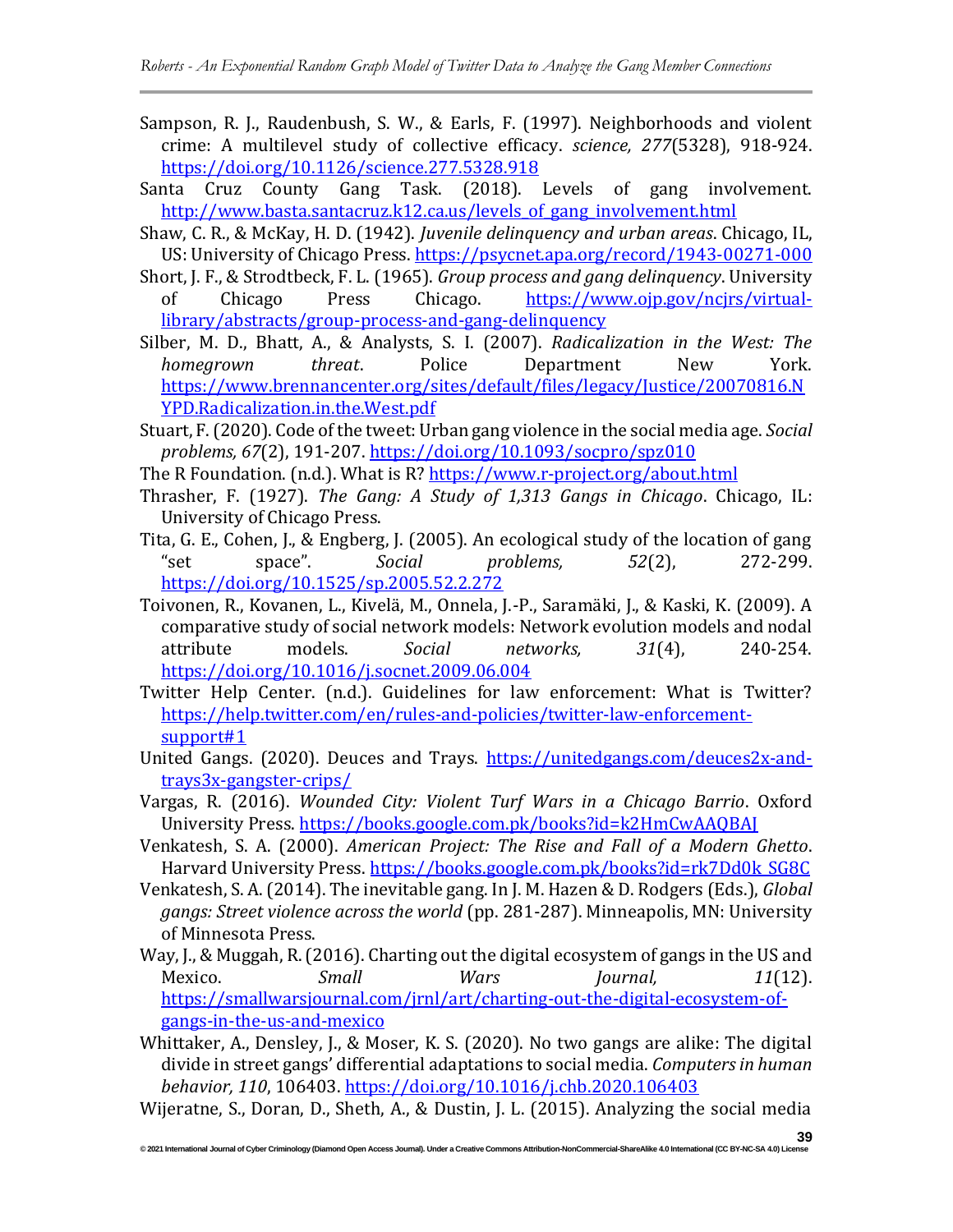Sampson, R. J., Raudenbush, S. W., & Earls, F. (1997). Neighborhoods and violent crime: A multilevel study of collective efficacy. *science, 277*(5328), 918-924. https://doi.org/10.1126/science.277.5328.918

Santa Cruz County Gang Task. (2018). Levels of gang involvement. http://www.basta.santacruz.k12.ca.us/levels_of_gang_involvement.html

Shaw, C. R., & McKay, H. D. (1942). *Juvenile delinquency and urban areas*. Chicago, IL, US: University of Chicago Press. https://psycnet.apa.org/record/1943-00271-000

Short, J. F., & Strodtbeck, F. L. (1965). *Group process and gang delinquency*. University of Chicago Press Chicago. https://www.ojp.gov/ncjrs/virtual-library/abstracts/group-process-and-gang-delinquency

Silber, M. D., Bhatt, A., & Analysts, S. I. (2007). *Radicalization in the West: The homegrown threat*. Police Department New York. https://www.brennancenter.org/sites/default/files/legacy/Justice/20070816.NYPD.Radicalization.in.the.West.pdf

Stuart, F. (2020). Code of the tweet: Urban gang violence in the social media age. *Social problems, 67*(2), 191-207. https://doi.org/10.1093/socpro/spz010

The R Foundation. (n.d.). What is R? https://www.r-project.org/about.html

Thrasher, F. (1927). *The Gang: A Study of 1,313 Gangs in Chicago*. Chicago, IL: University of Chicago Press.

Tita, G. E., Cohen, J., & Engberg, J. (2005). An ecological study of the location of gang "set space". *Social problems, 52*(2), 272-299. https://doi.org/10.1525/sp.2005.52.2.272

Toivonen, R., Kovanen, L., Kivelä, M., Onnela, J.-P., Saramäki, J., & Kaski, K. (2009). A comparative study of social network models: Network evolution models and nodal attribute models. *Social networks, 31*(4), 240-254. https://doi.org/10.1016/j.socnet.2009.06.004

Twitter Help Center. (n.d.). Guidelines for law enforcement: What is Twitter? https://help.twitter.com/en/rules-and-policies/twitter-law-enforcement-support#1

United Gangs. (2020). Deuces and Trays. https://unitedgangs.com/deuces2x-and-trays3x-gangster-crips/

Vargas, R. (2016). *Wounded City: Violent Turf Wars in a Chicago Barrio*. Oxford University Press. https://books.google.com.pk/books?id=k2HmCwAAQBAJ

Venkatesh, S. A. (2000). *American Project: The Rise and Fall of a Modern Ghetto*. Harvard University Press. https://books.google.com.pk/books?id=rk7Dd0k_SG8C

Venkatesh, S. A. (2014). The inevitable gang. In J. M. Hazen & D. Rodgers (Eds.), *Global gangs: Street violence across the world* (pp. 281-287). Minneapolis, MN: University of Minnesota Press.

Way, J., & Muggah, R. (2016). Charting out the digital ecosystem of gangs in the US and Mexico. *Small Wars Journal, 11*(12). https://smallwarsjournal.com/jrnl/art/charting-out-the-digital-ecosystem-of-gangs-in-the-us-and-mexico

Whittaker, A., Densley, J., & Moser, K. S. (2020). No two gangs are alike: The digital divide in street gangs' differential adaptations to social media. *Computers in human behavior, 110*, 106403. https://doi.org/10.1016/j.chb.2020.106403

Wijeratne, S., Doran, D., Sheth, A., & Dustin, J. L. (2015). Analyzing the social media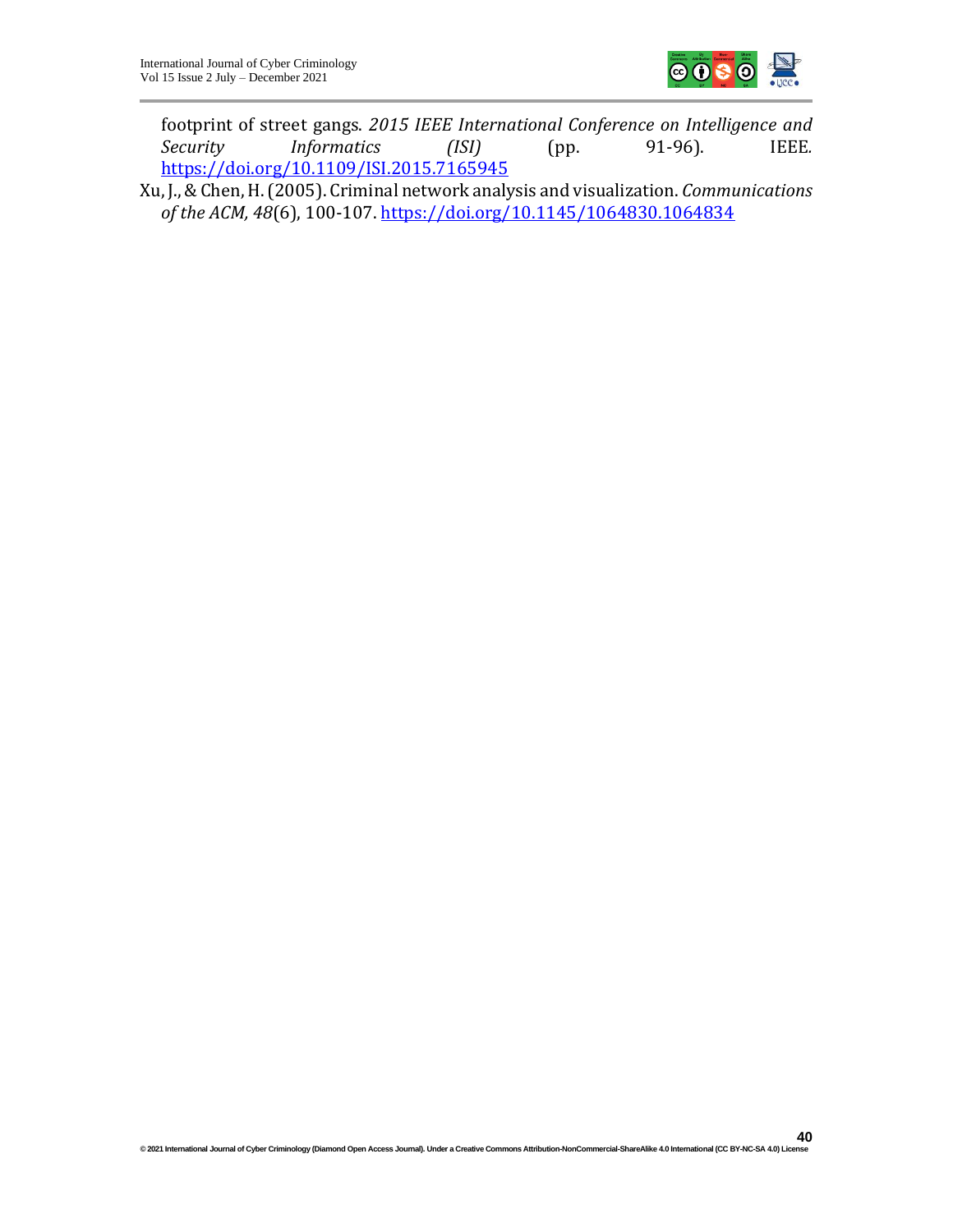footprint of street gangs. *2015 IEEE International Conference on Intelligence and Security Informatics (ISI)* (pp. 91-96). IEEE. https://doi.org/10.1109/ISI.2015.7165945

Xu, J., & Chen, H. (2005). Criminal network analysis and visualization. *Communications of the ACM, 48*(6), 100-107. https://doi.org/10.1145/1064830.1064834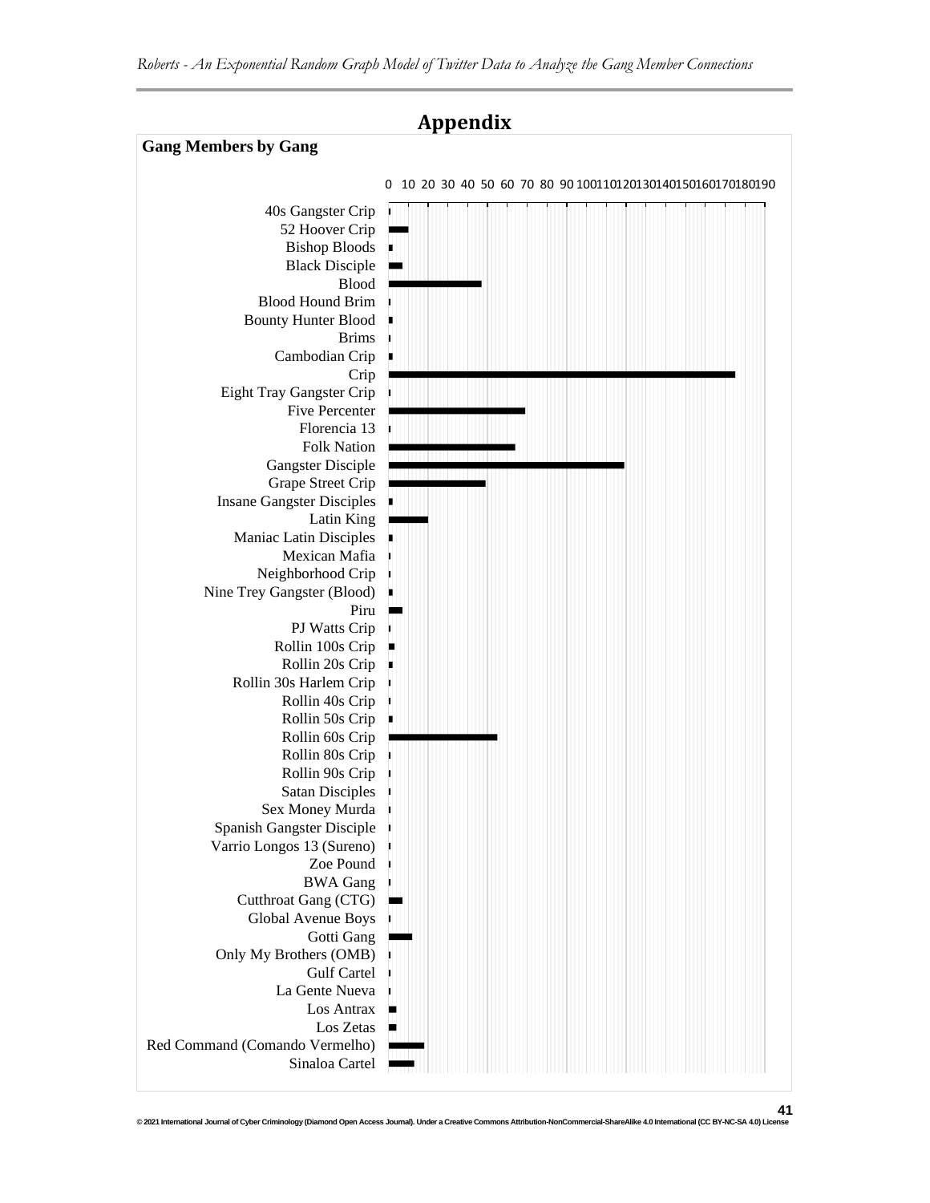# Appendix

**Gang Members by Gang**

0 10 20 30 40 50 60 70 80 90 100 110 120 130 140 150 160 170 180 190

- 40s Gangster Crip
- 52 Hoover Crip
- Bishop Bloods
- Black Disciple
- Blood
- Blood Hound Brim
- Bounty Hunter Blood
- Brims
- Cambodian Crip
- Crip
- Eight Tray Gangster Crip
- Five Percenter
- Florencia 13
- Folk Nation
- Gangster Disciple
- Grape Street Crip
- Insane Gangster Disciples
- Latin King
- Maniac Latin Disciples
- Mexican Mafia
- Neighborhood Crip
- Nine Trey Gangster (Blood)
- Piru
- PJ Watts Crip
- Rollin 100s Crip
- Rollin 20s Crip
- Rollin 30s Harlem Crip
- Rollin 40s Crip
- Rollin 50s Crip
- Rollin 60s Crip
- Rollin 80s Crip
- Rollin 90s Crip
- Satan Disciples
- Sex Money Murda
- Spanish Gangster Disciple
- Varrio Longos 13 (Sureno)
- Zoe Pound
- BWA Gang
- Cutthroat Gang (CTG)
- Global Avenue Boys
- Gotti Gang
- Only My Brothers (OMB)
- Gulf Cartel
- La Gente Nueva
- Los Antrax
- Los Zetas
- Red Command (Comando Vermelho)
- Sinaloa Cartel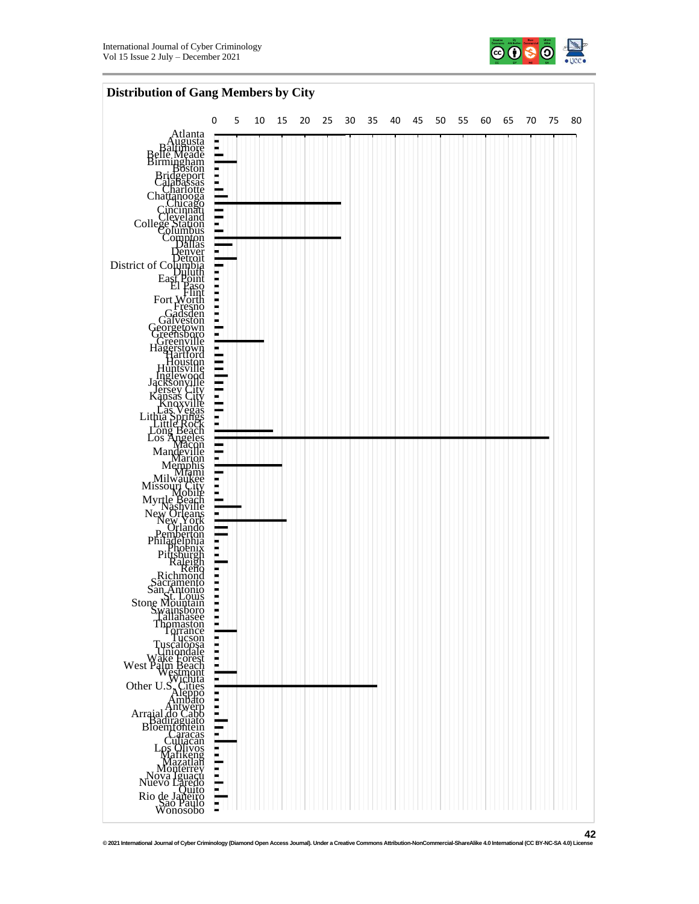**Distribution of Gang Members by City**

| City | Number of Gang Members (approx.) |
|---|---|
| Atlanta | 29 |
| Augusta | 1 |
| Baltimore | 1 |
| Belle Meade | 2 |
| Birmingham | 5 |
| Boston | 1 |
| Bridgeport | 1 |
| Calabassas | 1 |
| Charlotte | 2 |
| Chattanooga | 3 |
| Chicago | 28 |
| Cincinnati | 2 |
| Cleveland | 2 |
| College Station | 1 |
| Columbus | 2 |
| Compton | 28 |
| Dallas | 4 |
| Denver | 1 |
| Detroit | 5 |
| District of Columbia | 2 |
| Duluth | 1 |
| East Point | 1 |
| El Paso | 1 |
| Flint | 1 |
| Fort Worth | 1 |
| Fresno | 1 |
| Gadsden | 1 |
| Galveston | 1 |
| Georgetown | 2 |
| Greensboro | 1 |
| Greenville | 11 |
| Hagerstown | 1 |
| Hartford | 2 |
| Houston | 2 |
| Huntsville | 2 |
| Inglewood | 3 |
| Jacksonville | 2 |
| Jersey City | 2 |
| Kansas City | 1 |
| Knoxville | 2 |
| Las Vegas | 2 |
| Lithia Springs | 1 |
| Little Rock | 1 |
| Long Beach | 13 |
| Los Angeles | 74 |
| Macon | 2 |
| Mandeville | 2 |
| Marion | 1 |
| Memphis | 15 |
| Miami | 2 |
| Milwaukee | 1 |
| Missouri City | 1 |
| Mobile | 1 |
| Myrtle Beach | 2 |
| Nashville | 6 |
| New Orleans | 1 |
| New York | 16 |
| Orlando | 3 |
| Pemberton | 3 |
| Philadelphia | 1 |
| Phoenix | 1 |
| Pittsburgh | 1 |
| Raleigh | 3 |
| Reno | 1 |
| Richmond | 1 |
| Sacramento | 1 |
| San Antonio | 1 |
| St. Louis | 1 |
| Stone Mountain | 1 |
| Swainsboro | 1 |
| Tallahasee | 1 |
| Thomaston | 1 |
| Torrance | 5 |
| Tucson | 1 |
| Tuscaloosa | 1 |
| Uniondale | 1 |
| Wake Forest | 1 |
| West Palm Beach | 1 |
| Westmont | 5 |
| Wichita | 1 |
| Other U.S. Cities | 36 |
| Aleppo | 1 |
| Ambato | 1 |
| Antwerp | 1 |
| Arraial do Cabo | 1 |
| Badiraguato | 3 |
| Bloemfontein | 2 |
| Caracas | 1 |
| Culiacan | 5 |
| Los Olivos | 1 |
| Mafikeng | 1 |
| Mazatlan | 2 |
| Monterrey | 1 |
| Nova Iguaçu | 1 |
| Nuevo Laredo | 2 |
| Quito | 1 |
| Rio de Janeiro | 3 |
| São Paulo | 1 |
| Wonosobo | 1 |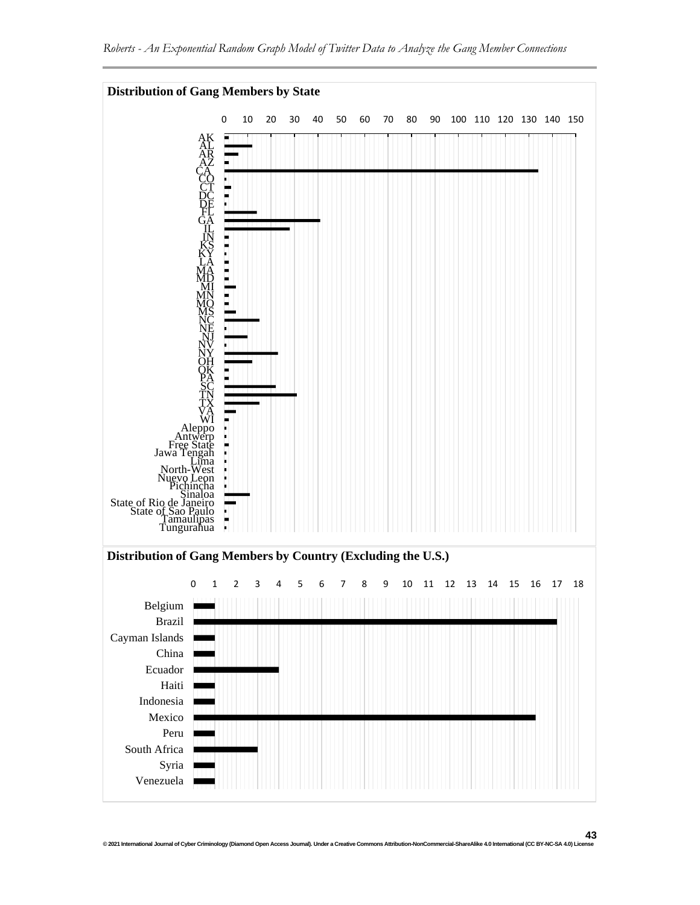**Distribution of Gang Members by State**

0 10 20 30 40 50 60 70 80 90 100 110 120 130 140 150

AK
AL
AR
AZ
CA
CO
CT
DC
DE
FL
GA
IL
IN
KS
KY
LA
MA
MD
MI
MN
MO
MS
NC
NE
NJ
NV
NY
OH
OK
PA
SC
TN
TX
VA
WI
Aleppo
Antwerp
Free State
Jawa Tengah
Lima
North-West
Nuevo Leon
Pichincha
Sinaloa
State of Rio de Janeiro
State of Sao Paulo
Tamaulipas
Tungurahua

**Distribution of Gang Members by Country (Excluding the U.S.)**

0 1 2 3 4 5 6 7 8 9 10 11 12 13 14 15 16 17 18

Belgium
Brazil
Cayman Islands
China
Ecuador
Haiti
Indonesia
Mexico
Peru
South Africa
Syria
Venezuela